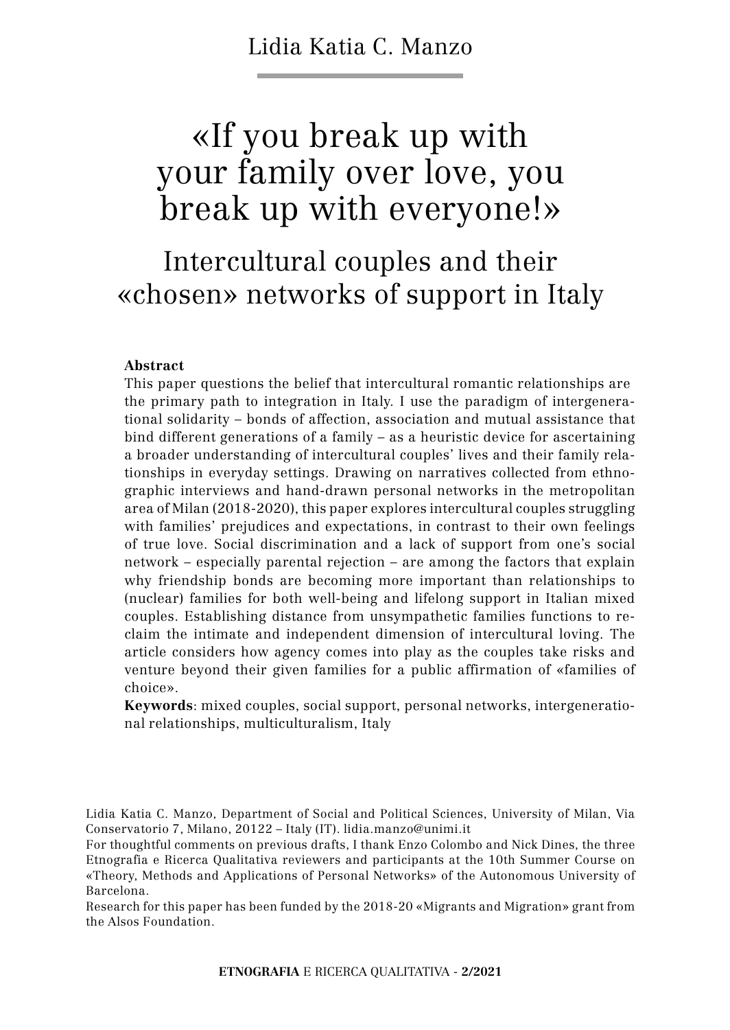Lidia Katia C. Manzo

# «If you break up with your family over love, you break up with everyone!»

## Intercultural couples and their «chosen» networks of support in Italy

**Abstract**

This paper questions the belief that intercultural romantic relationships are the primary path to integration in Italy. I use the paradigm of intergenerational solidarity – bonds of affection, association and mutual assistance that bind different generations of a family – as a heuristic device for ascertaining a broader understanding of intercultural couples' lives and their family relationships in everyday settings. Drawing on narratives collected from ethnographic interviews and hand-drawn personal networks in the metropolitan area of Milan (2018-2020), this paper explores intercultural couples struggling with families' prejudices and expectations, in contrast to their own feelings of true love. Social discrimination and a lack of support from one's social network – especially parental rejection – are among the factors that explain why friendship bonds are becoming more important than relationships to (nuclear) families for both well-being and lifelong support in Italian mixed couples. Establishing distance from unsympathetic families functions to reclaim the intimate and independent dimension of intercultural loving. The article considers how agency comes into play as the couples take risks and venture beyond their given families for a public affirmation of «families of choice».

**Keywords**: mixed couples, social support, personal networks, intergenerational relationships, multiculturalism, Italy

Lidia Katia C. Manzo, Department of Social and Political Sciences, University of Milan, Via Conservatorio 7, Milano, 20122 – Italy (IT). lidia.manzo@unimi.it

For thoughtful comments on previous drafts, I thank Enzo Colombo and Nick Dines, the three Etnografia e Ricerca Qualitativa reviewers and participants at the 10th Summer Course on «Theory, Methods and Applications of Personal Networks» of the Autonomous University of Barcelona.

Research for this paper has been funded by the 2018-20 «Migrants and Migration» grant from the Alsos Foundation.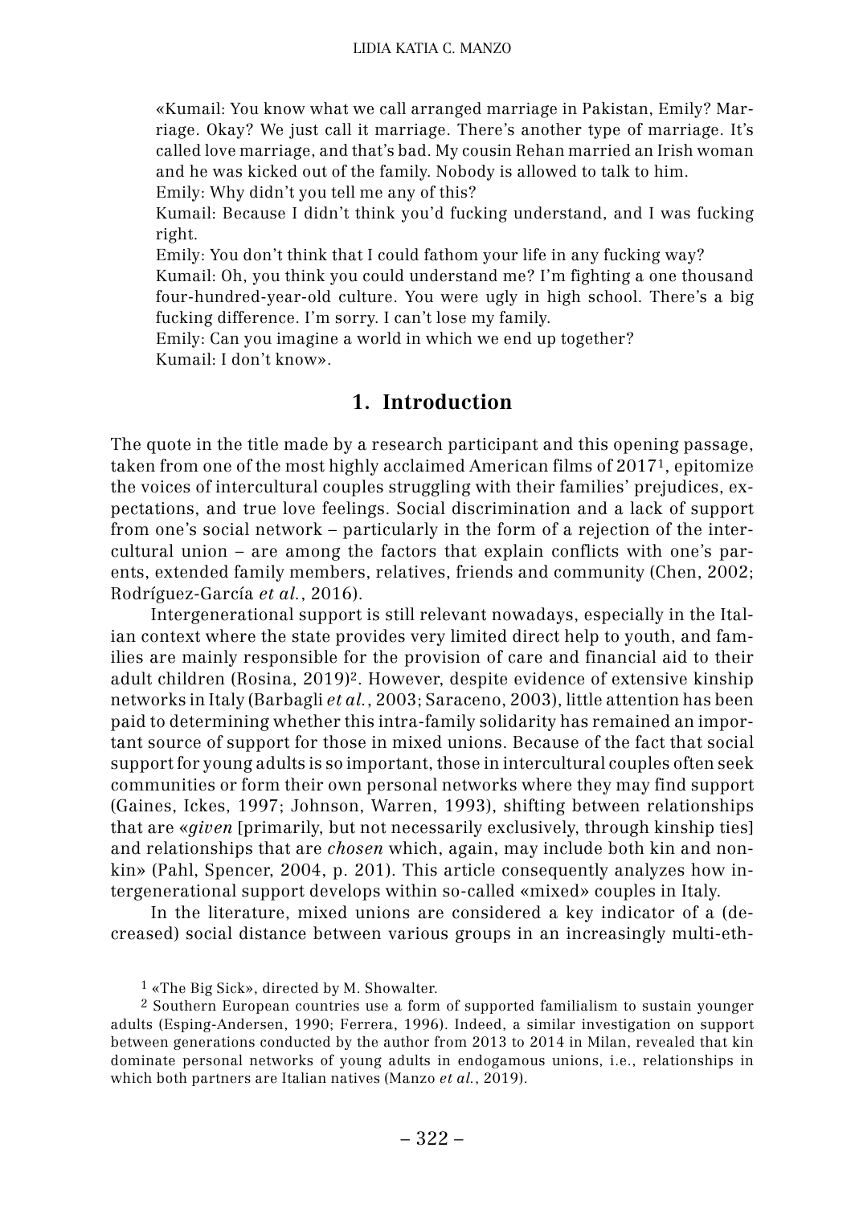«Kumail: You know what we call arranged marriage in Pakistan, Emily? Marriage. Okay? We just call it marriage. There's another type of marriage. It's called love marriage, and that's bad. My cousin Rehan married an Irish woman and he was kicked out of the family. Nobody is allowed to talk to him.
Emily: Why didn't you tell me any of this?
Kumail: Because I didn't think you'd fucking understand, and I was fucking right.
Emily: You don't think that I could fathom your life in any fucking way?
Kumail: Oh, you think you could understand me? I'm fighting a one thousand four-hundred-year-old culture. You were ugly in high school. There's a big fucking difference. I'm sorry. I can't lose my family.
Emily: Can you imagine a world in which we end up together?
Kumail: I don't know».

## 1. Introduction

The quote in the title made by a research participant and this opening passage, taken from one of the most highly acclaimed American films of 2017[1], epitomize the voices of intercultural couples struggling with their families' prejudices, expectations, and true love feelings. Social discrimination and a lack of support from one's social network – particularly in the form of a rejection of the intercultural union – are among the factors that explain conflicts with one's parents, extended family members, relatives, friends and community (Chen, 2002; Rodríguez-García *et al.*, 2016).

Intergenerational support is still relevant nowadays, especially in the Italian context where the state provides very limited direct help to youth, and families are mainly responsible for the provision of care and financial aid to their adult children (Rosina, 2019)[2]. However, despite evidence of extensive kinship networks in Italy (Barbagli *et al.*, 2003; Saraceno, 2003), little attention has been paid to determining whether this intra-family solidarity has remained an important source of support for those in mixed unions. Because of the fact that social support for young adults is so important, those in intercultural couples often seek communities or form their own personal networks where they may find support (Gaines, Ickes, 1997; Johnson, Warren, 1993), shifting between relationships that are «*given* [primarily, but not necessarily exclusively, through kinship ties] and relationships that are *chosen* which, again, may include both kin and non-kin» (Pahl, Spencer, 2004, p. 201). This article consequently analyzes how intergenerational support develops within so-called «mixed» couples in Italy.

In the literature, mixed unions are considered a key indicator of a (decreased) social distance between various groups in an increasingly multi-eth-

[1] «The Big Sick», directed by M. Showalter.

[2] Southern European countries use a form of supported familialism to sustain younger adults (Esping-Andersen, 1990; Ferrera, 1996). Indeed, a similar investigation on support between generations conducted by the author from 2013 to 2014 in Milan, revealed that kin dominate personal networks of young adults in endogamous unions, i.e., relationships in which both partners are Italian natives (Manzo *et al.*, 2019).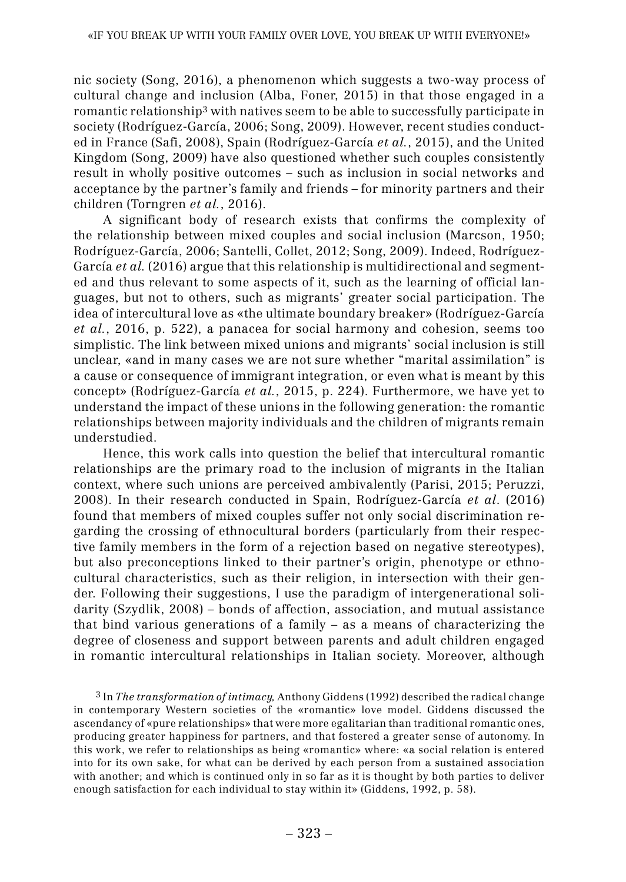nic society (Song, 2016), a phenomenon which suggests a two-way process of cultural change and inclusion (Alba, Foner, 2015) in that those engaged in a romantic relationship[3] with natives seem to be able to successfully participate in society (Rodríguez-García, 2006; Song, 2009). However, recent studies conducted in France (Safi, 2008), Spain (Rodríguez-García *et al.*, 2015), and the United Kingdom (Song, 2009) have also questioned whether such couples consistently result in wholly positive outcomes – such as inclusion in social networks and acceptance by the partner's family and friends – for minority partners and their children (Torngren *et al.*, 2016).

A significant body of research exists that confirms the complexity of the relationship between mixed couples and social inclusion (Marcson, 1950; Rodríguez-García, 2006; Santelli, Collet, 2012; Song, 2009). Indeed, Rodríguez-García *et al.* (2016) argue that this relationship is multidirectional and segmented and thus relevant to some aspects of it, such as the learning of official languages, but not to others, such as migrants' greater social participation. The idea of intercultural love as «the ultimate boundary breaker» (Rodríguez-García *et al.*, 2016, p. 522), a panacea for social harmony and cohesion, seems too simplistic. The link between mixed unions and migrants' social inclusion is still unclear, «and in many cases we are not sure whether "marital assimilation" is a cause or consequence of immigrant integration, or even what is meant by this concept» (Rodríguez-García *et al.*, 2015, p. 224). Furthermore, we have yet to understand the impact of these unions in the following generation: the romantic relationships between majority individuals and the children of migrants remain understudied.

Hence, this work calls into question the belief that intercultural romantic relationships are the primary road to the inclusion of migrants in the Italian context, where such unions are perceived ambivalently (Parisi, 2015; Peruzzi, 2008). In their research conducted in Spain, Rodríguez-García *et al.* (2016) found that members of mixed couples suffer not only social discrimination regarding the crossing of ethnocultural borders (particularly from their respective family members in the form of a rejection based on negative stereotypes), but also preconceptions linked to their partner's origin, phenotype or ethnocultural characteristics, such as their religion, in intersection with their gender. Following their suggestions, I use the paradigm of intergenerational solidarity (Szydlik, 2008) – bonds of affection, association, and mutual assistance that bind various generations of a family – as a means of characterizing the degree of closeness and support between parents and adult children engaged in romantic intercultural relationships in Italian society. Moreover, although

[3] In *The transformation of intimacy,* Anthony Giddens (1992) described the radical change in contemporary Western societies of the «romantic» love model. Giddens discussed the ascendancy of «pure relationships» that were more egalitarian than traditional romantic ones, producing greater happiness for partners, and that fostered a greater sense of autonomy. In this work, we refer to relationships as being «romantic» where: «a social relation is entered into for its own sake, for what can be derived by each person from a sustained association with another; and which is continued only in so far as it is thought by both parties to deliver enough satisfaction for each individual to stay within it» (Giddens, 1992, p. 58).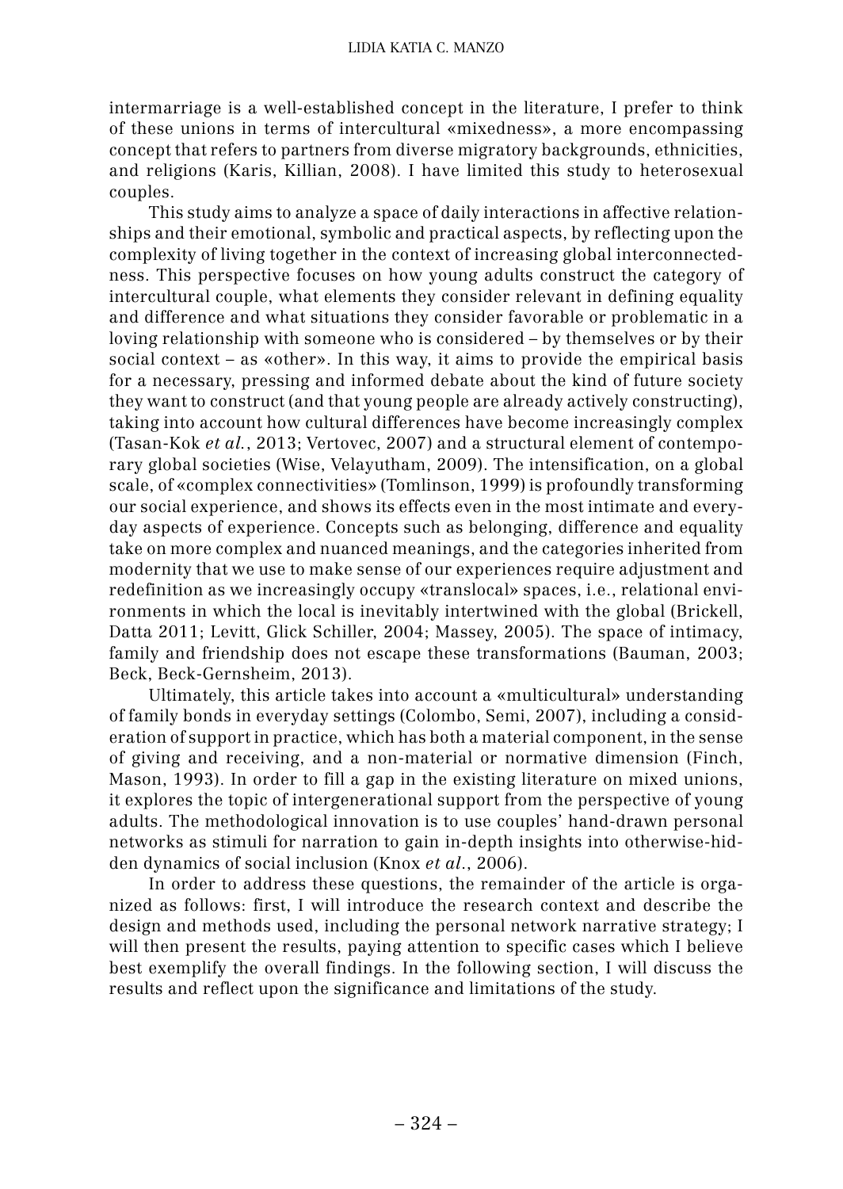intermarriage is a well-established concept in the literature, I prefer to think of these unions in terms of intercultural «mixedness», a more encompassing concept that refers to partners from diverse migratory backgrounds, ethnicities, and religions (Karis, Killian, 2008). I have limited this study to heterosexual couples.

This study aims to analyze a space of daily interactions in affective relationships and their emotional, symbolic and practical aspects, by reflecting upon the complexity of living together in the context of increasing global interconnectedness. This perspective focuses on how young adults construct the category of intercultural couple, what elements they consider relevant in defining equality and difference and what situations they consider favorable or problematic in a loving relationship with someone who is considered – by themselves or by their social context – as «other». In this way, it aims to provide the empirical basis for a necessary, pressing and informed debate about the kind of future society they want to construct (and that young people are already actively constructing), taking into account how cultural differences have become increasingly complex (Tasan-Kok *et al.*, 2013; Vertovec, 2007) and a structural element of contemporary global societies (Wise, Velayutham, 2009). The intensification, on a global scale, of «complex connectivities» (Tomlinson, 1999) is profoundly transforming our social experience, and shows its effects even in the most intimate and everyday aspects of experience. Concepts such as belonging, difference and equality take on more complex and nuanced meanings, and the categories inherited from modernity that we use to make sense of our experiences require adjustment and redefinition as we increasingly occupy «translocal» spaces, i.e., relational environments in which the local is inevitably intertwined with the global (Brickell, Datta 2011; Levitt, Glick Schiller, 2004; Massey, 2005). The space of intimacy, family and friendship does not escape these transformations (Bauman, 2003; Beck, Beck-Gernsheim, 2013).

Ultimately, this article takes into account a «multicultural» understanding of family bonds in everyday settings (Colombo, Semi, 2007), including a consideration of support in practice, which has both a material component, in the sense of giving and receiving, and a non-material or normative dimension (Finch, Mason, 1993). In order to fill a gap in the existing literature on mixed unions, it explores the topic of intergenerational support from the perspective of young adults. The methodological innovation is to use couples' hand-drawn personal networks as stimuli for narration to gain in-depth insights into otherwise-hidden dynamics of social inclusion (Knox *et al.*, 2006).

In order to address these questions, the remainder of the article is organized as follows: first, I will introduce the research context and describe the design and methods used, including the personal network narrative strategy; I will then present the results, paying attention to specific cases which I believe best exemplify the overall findings. In the following section, I will discuss the results and reflect upon the significance and limitations of the study.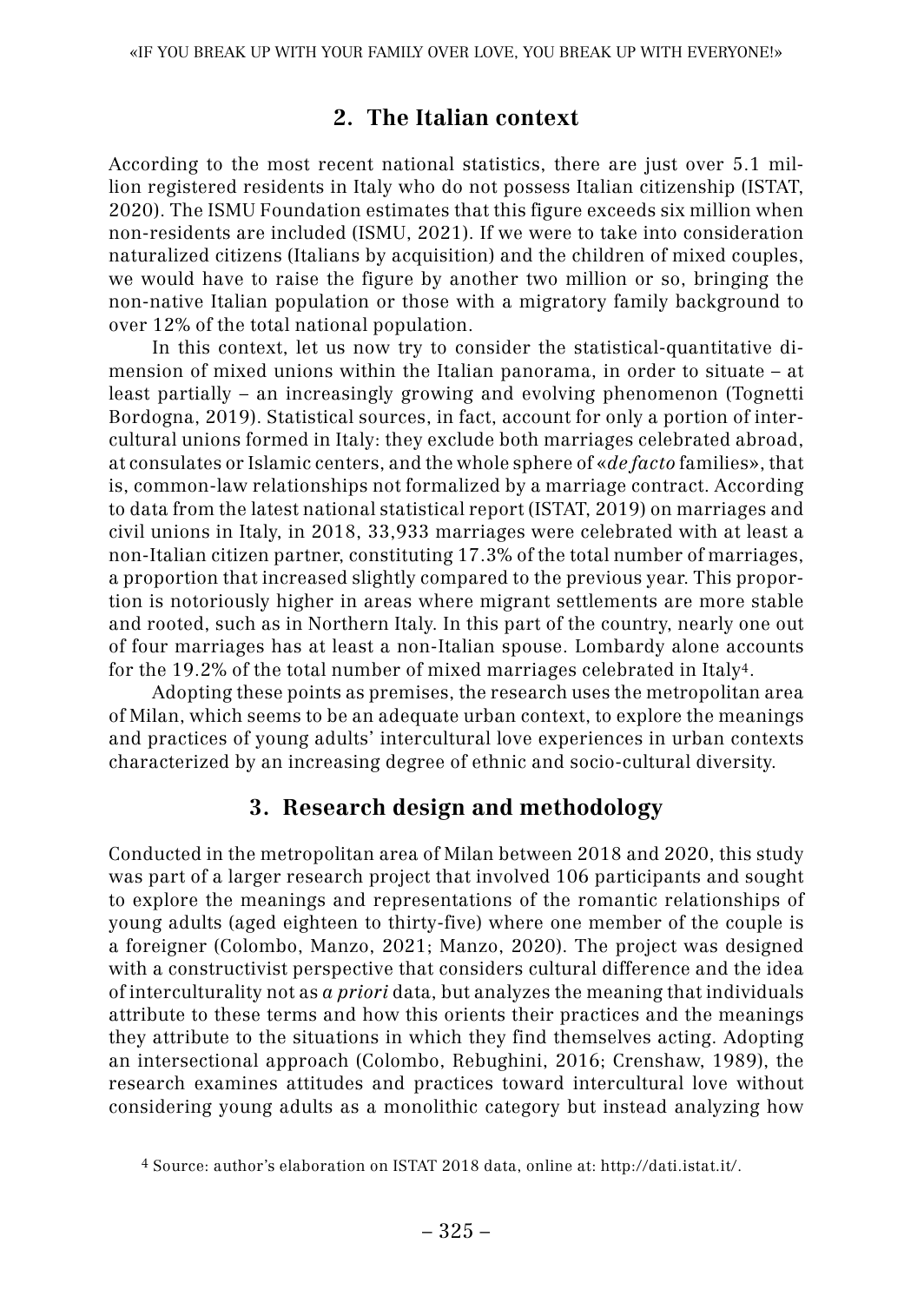## 2. The Italian context

According to the most recent national statistics, there are just over 5.1 million registered residents in Italy who do not possess Italian citizenship (ISTAT, 2020). The ISMU Foundation estimates that this figure exceeds six million when non-residents are included (ISMU, 2021). If we were to take into consideration naturalized citizens (Italians by acquisition) and the children of mixed couples, we would have to raise the figure by another two million or so, bringing the non-native Italian population or those with a migratory family background to over 12% of the total national population.

In this context, let us now try to consider the statistical-quantitative dimension of mixed unions within the Italian panorama, in order to situate – at least partially – an increasingly growing and evolving phenomenon (Tognetti Bordogna, 2019). Statistical sources, in fact, account for only a portion of intercultural unions formed in Italy: they exclude both marriages celebrated abroad, at consulates or Islamic centers, and the whole sphere of «*de facto* families», that is, common-law relationships not formalized by a marriage contract. According to data from the latest national statistical report (ISTAT, 2019) on marriages and civil unions in Italy, in 2018, 33,933 marriages were celebrated with at least a non-Italian citizen partner, constituting 17.3% of the total number of marriages, a proportion that increased slightly compared to the previous year. This proportion is notoriously higher in areas where migrant settlements are more stable and rooted, such as in Northern Italy. In this part of the country, nearly one out of four marriages has at least a non-Italian spouse. Lombardy alone accounts for the 19.2% of the total number of mixed marriages celebrated in Italy[4].

Adopting these points as premises, the research uses the metropolitan area of Milan, which seems to be an adequate urban context, to explore the meanings and practices of young adults' intercultural love experiences in urban contexts characterized by an increasing degree of ethnic and socio-cultural diversity.

## 3. Research design and methodology

Conducted in the metropolitan area of Milan between 2018 and 2020, this study was part of a larger research project that involved 106 participants and sought to explore the meanings and representations of the romantic relationships of young adults (aged eighteen to thirty-five) where one member of the couple is a foreigner (Colombo, Manzo, 2021; Manzo, 2020). The project was designed with a constructivist perspective that considers cultural difference and the idea of interculturality not as *a priori* data, but analyzes the meaning that individuals attribute to these terms and how this orients their practices and the meanings they attribute to the situations in which they find themselves acting. Adopting an intersectional approach (Colombo, Rebughini, 2016; Crenshaw, 1989), the research examines attitudes and practices toward intercultural love without considering young adults as a monolithic category but instead analyzing how

[4] Source: author's elaboration on ISTAT 2018 data, online at: http://dati.istat.it/.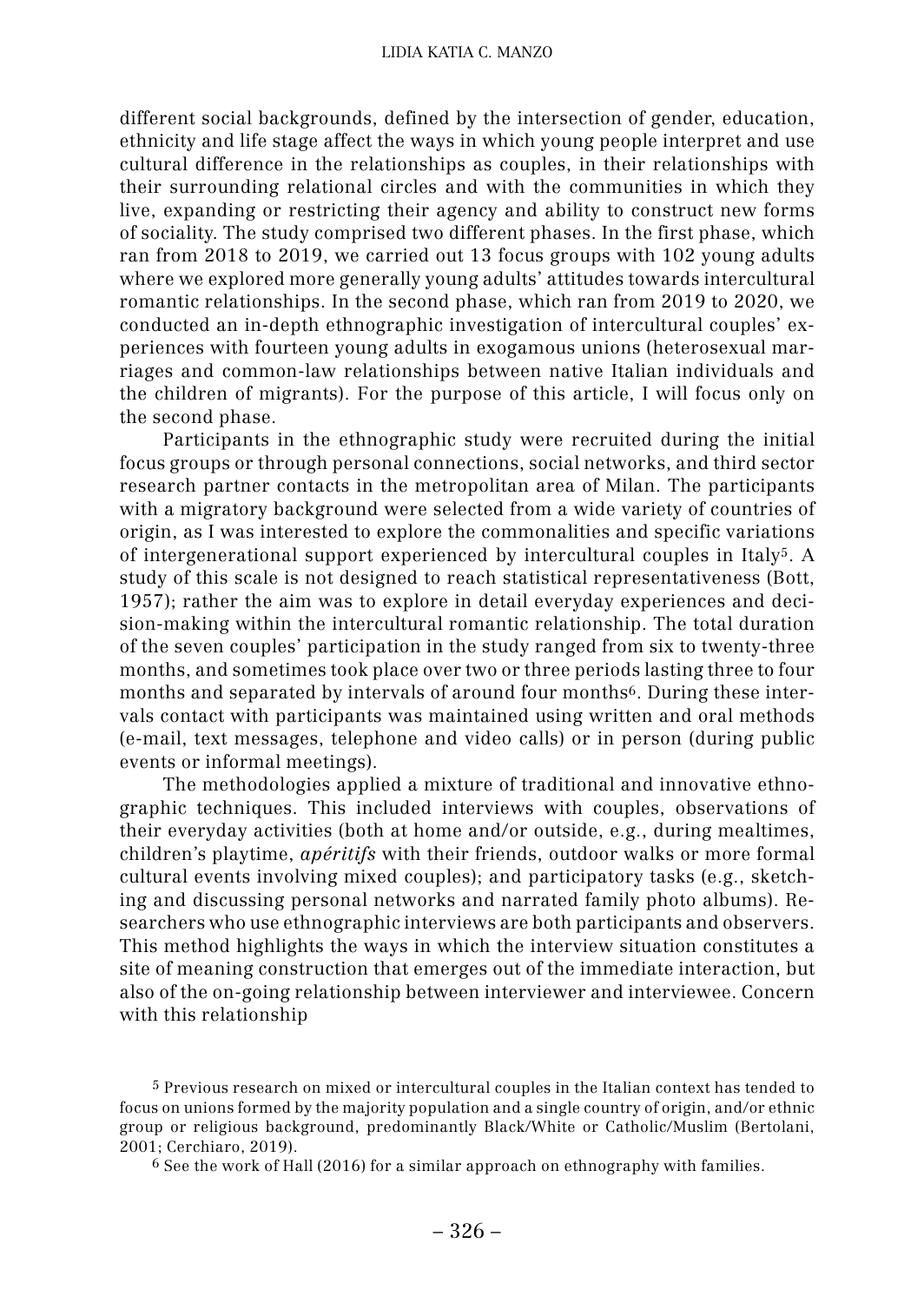different social backgrounds, defined by the intersection of gender, education, ethnicity and life stage affect the ways in which young people interpret and use cultural difference in the relationships as couples, in their relationships with their surrounding relational circles and with the communities in which they live, expanding or restricting their agency and ability to construct new forms of sociality. The study comprised two different phases. In the first phase, which ran from 2018 to 2019, we carried out 13 focus groups with 102 young adults where we explored more generally young adults' attitudes towards intercultural romantic relationships. In the second phase, which ran from 2019 to 2020, we conducted an in-depth ethnographic investigation of intercultural couples' experiences with fourteen young adults in exogamous unions (heterosexual marriages and common-law relationships between native Italian individuals and the children of migrants). For the purpose of this article, I will focus only on the second phase.

Participants in the ethnographic study were recruited during the initial focus groups or through personal connections, social networks, and third sector research partner contacts in the metropolitan area of Milan. The participants with a migratory background were selected from a wide variety of countries of origin, as I was interested to explore the commonalities and specific variations of intergenerational support experienced by intercultural couples in Italy[5]. A study of this scale is not designed to reach statistical representativeness (Bott, 1957); rather the aim was to explore in detail everyday experiences and decision-making within the intercultural romantic relationship. The total duration of the seven couples' participation in the study ranged from six to twenty-three months, and sometimes took place over two or three periods lasting three to four months and separated by intervals of around four months[6]. During these intervals contact with participants was maintained using written and oral methods (e-mail, text messages, telephone and video calls) or in person (during public events or informal meetings).

The methodologies applied a mixture of traditional and innovative ethnographic techniques. This included interviews with couples, observations of their everyday activities (both at home and/or outside, e.g., during mealtimes, children's playtime, *apéritifs* with their friends, outdoor walks or more formal cultural events involving mixed couples); and participatory tasks (e.g., sketching and discussing personal networks and narrated family photo albums). Researchers who use ethnographic interviews are both participants and observers. This method highlights the ways in which the interview situation constitutes a site of meaning construction that emerges out of the immediate interaction, but also of the on-going relationship between interviewer and interviewee. Concern with this relationship

[5] Previous research on mixed or intercultural couples in the Italian context has tended to focus on unions formed by the majority population and a single country of origin, and/or ethnic group or religious background, predominantly Black/White or Catholic/Muslim (Bertolani, 2001; Cerchiaro, 2019).

[6] See the work of Hall (2016) for a similar approach on ethnography with families.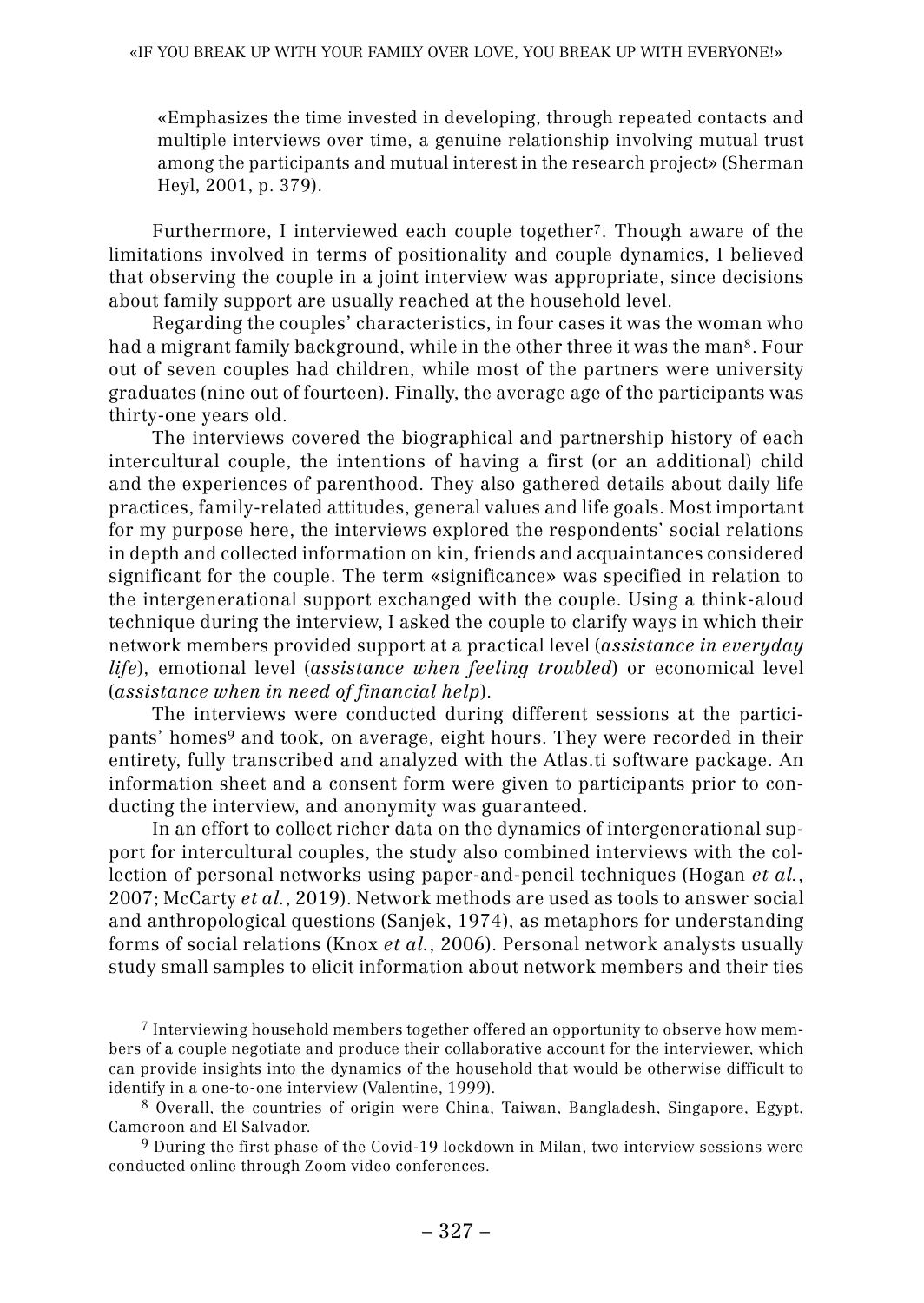> «Emphasizes the time invested in developing, through repeated contacts and multiple interviews over time, a genuine relationship involving mutual trust among the participants and mutual interest in the research project» (Sherman Heyl, 2001, p. 379).

Furthermore, I interviewed each couple together[7]. Though aware of the limitations involved in terms of positionality and couple dynamics, I believed that observing the couple in a joint interview was appropriate, since decisions about family support are usually reached at the household level.

Regarding the couples' characteristics, in four cases it was the woman who had a migrant family background, while in the other three it was the man[8]. Four out of seven couples had children, while most of the partners were university graduates (nine out of fourteen). Finally, the average age of the participants was thirty-one years old.

The interviews covered the biographical and partnership history of each intercultural couple, the intentions of having a first (or an additional) child and the experiences of parenthood. They also gathered details about daily life practices, family-related attitudes, general values and life goals. Most important for my purpose here, the interviews explored the respondents' social relations in depth and collected information on kin, friends and acquaintances considered significant for the couple. The term «significance» was specified in relation to the intergenerational support exchanged with the couple. Using a think-aloud technique during the interview, I asked the couple to clarify ways in which their network members provided support at a practical level (*assistance in everyday life*), emotional level (*assistance when feeling troubled*) or economical level (*assistance when in need of financial help*).

The interviews were conducted during different sessions at the participants' homes[9] and took, on average, eight hours. They were recorded in their entirety, fully transcribed and analyzed with the Atlas.ti software package. An information sheet and a consent form were given to participants prior to conducting the interview, and anonymity was guaranteed.

In an effort to collect richer data on the dynamics of intergenerational support for intercultural couples, the study also combined interviews with the collection of personal networks using paper-and-pencil techniques (Hogan *et al.*, 2007; McCarty *et al.*, 2019). Network methods are used as tools to answer social and anthropological questions (Sanjek, 1974), as metaphors for understanding forms of social relations (Knox *et al.*, 2006). Personal network analysts usually study small samples to elicit information about network members and their ties

---

[7] Interviewing household members together offered an opportunity to observe how members of a couple negotiate and produce their collaborative account for the interviewer, which can provide insights into the dynamics of the household that would be otherwise difficult to identify in a one-to-one interview (Valentine, 1999).

[8] Overall, the countries of origin were China, Taiwan, Bangladesh, Singapore, Egypt, Cameroon and El Salvador.

[9] During the first phase of the Covid-19 lockdown in Milan, two interview sessions were conducted online through Zoom video conferences.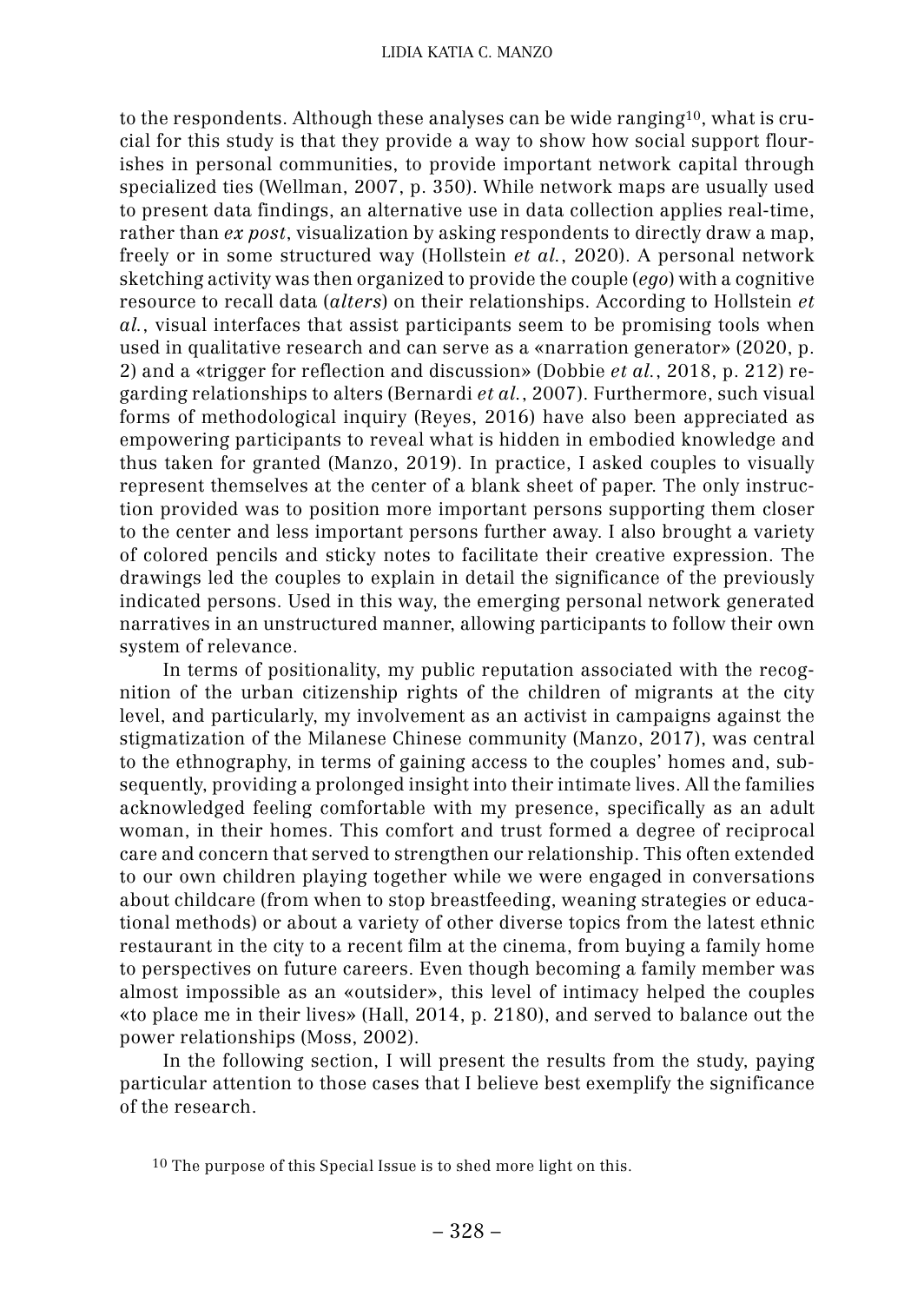to the respondents. Although these analyses can be wide ranging[10], what is crucial for this study is that they provide a way to show how social support flourishes in personal communities, to provide important network capital through specialized ties (Wellman, 2007, p. 350). While network maps are usually used to present data findings, an alternative use in data collection applies real-time, rather than *ex post*, visualization by asking respondents to directly draw a map, freely or in some structured way (Hollstein *et al.*, 2020). A personal network sketching activity was then organized to provide the couple (*ego*) with a cognitive resource to recall data (*alters*) on their relationships. According to Hollstein *et al.*, visual interfaces that assist participants seem to be promising tools when used in qualitative research and can serve as a «narration generator» (2020, p. 2) and a «trigger for reflection and discussion» (Dobbie *et al.*, 2018, p. 212) regarding relationships to alters (Bernardi *et al.*, 2007). Furthermore, such visual forms of methodological inquiry (Reyes, 2016) have also been appreciated as empowering participants to reveal what is hidden in embodied knowledge and thus taken for granted (Manzo, 2019). In practice, I asked couples to visually represent themselves at the center of a blank sheet of paper. The only instruction provided was to position more important persons supporting them closer to the center and less important persons further away. I also brought a variety of colored pencils and sticky notes to facilitate their creative expression. The drawings led the couples to explain in detail the significance of the previously indicated persons. Used in this way, the emerging personal network generated narratives in an unstructured manner, allowing participants to follow their own system of relevance.

In terms of positionality, my public reputation associated with the recognition of the urban citizenship rights of the children of migrants at the city level, and particularly, my involvement as an activist in campaigns against the stigmatization of the Milanese Chinese community (Manzo, 2017), was central to the ethnography, in terms of gaining access to the couples' homes and, subsequently, providing a prolonged insight into their intimate lives. All the families acknowledged feeling comfortable with my presence, specifically as an adult woman, in their homes. This comfort and trust formed a degree of reciprocal care and concern that served to strengthen our relationship. This often extended to our own children playing together while we were engaged in conversations about childcare (from when to stop breastfeeding, weaning strategies or educational methods) or about a variety of other diverse topics from the latest ethnic restaurant in the city to a recent film at the cinema, from buying a family home to perspectives on future careers. Even though becoming a family member was almost impossible as an «outsider», this level of intimacy helped the couples «to place me in their lives» (Hall, 2014, p. 2180), and served to balance out the power relationships (Moss, 2002).

In the following section, I will present the results from the study, paying particular attention to those cases that I believe best exemplify the significance of the research.

[10] The purpose of this Special Issue is to shed more light on this.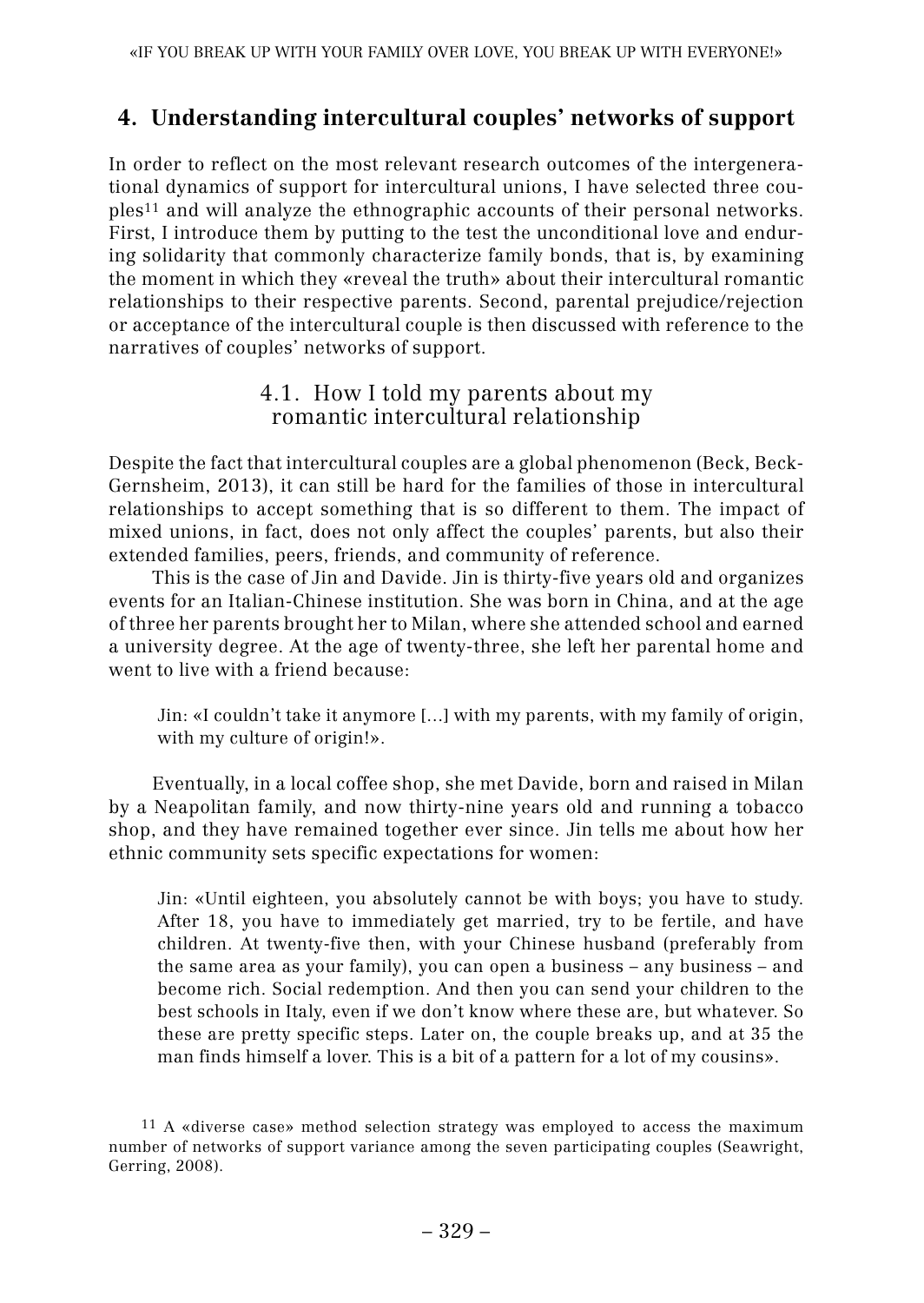## 4. Understanding intercultural couples' networks of support

In order to reflect on the most relevant research outcomes of the intergenerational dynamics of support for intercultural unions, I have selected three couples[11] and will analyze the ethnographic accounts of their personal networks. First, I introduce them by putting to the test the unconditional love and enduring solidarity that commonly characterize family bonds, that is, by examining the moment in which they «reveal the truth» about their intercultural romantic relationships to their respective parents. Second, parental prejudice/rejection or acceptance of the intercultural couple is then discussed with reference to the narratives of couples' networks of support.

### 4.1. How I told my parents about my romantic intercultural relationship

Despite the fact that intercultural couples are a global phenomenon (Beck, Beck-Gernsheim, 2013), it can still be hard for the families of those in intercultural relationships to accept something that is so different to them. The impact of mixed unions, in fact, does not only affect the couples' parents, but also their extended families, peers, friends, and community of reference.

This is the case of Jin and Davide. Jin is thirty-five years old and organizes events for an Italian-Chinese institution. She was born in China, and at the age of three her parents brought her to Milan, where she attended school and earned a university degree. At the age of twenty-three, she left her parental home and went to live with a friend because:

> Jin: «I couldn't take it anymore […] with my parents, with my family of origin, with my culture of origin!».

Eventually, in a local coffee shop, she met Davide, born and raised in Milan by a Neapolitan family, and now thirty-nine years old and running a tobacco shop, and they have remained together ever since. Jin tells me about how her ethnic community sets specific expectations for women:

> Jin: «Until eighteen, you absolutely cannot be with boys; you have to study. After 18, you have to immediately get married, try to be fertile, and have children. At twenty-five then, with your Chinese husband (preferably from the same area as your family), you can open a business – any business – and become rich. Social redemption. And then you can send your children to the best schools in Italy, even if we don't know where these are, but whatever. So these are pretty specific steps. Later on, the couple breaks up, and at 35 the man finds himself a lover. This is a bit of a pattern for a lot of my cousins».

[11] A «diverse case» method selection strategy was employed to access the maximum number of networks of support variance among the seven participating couples (Seawright, Gerring, 2008).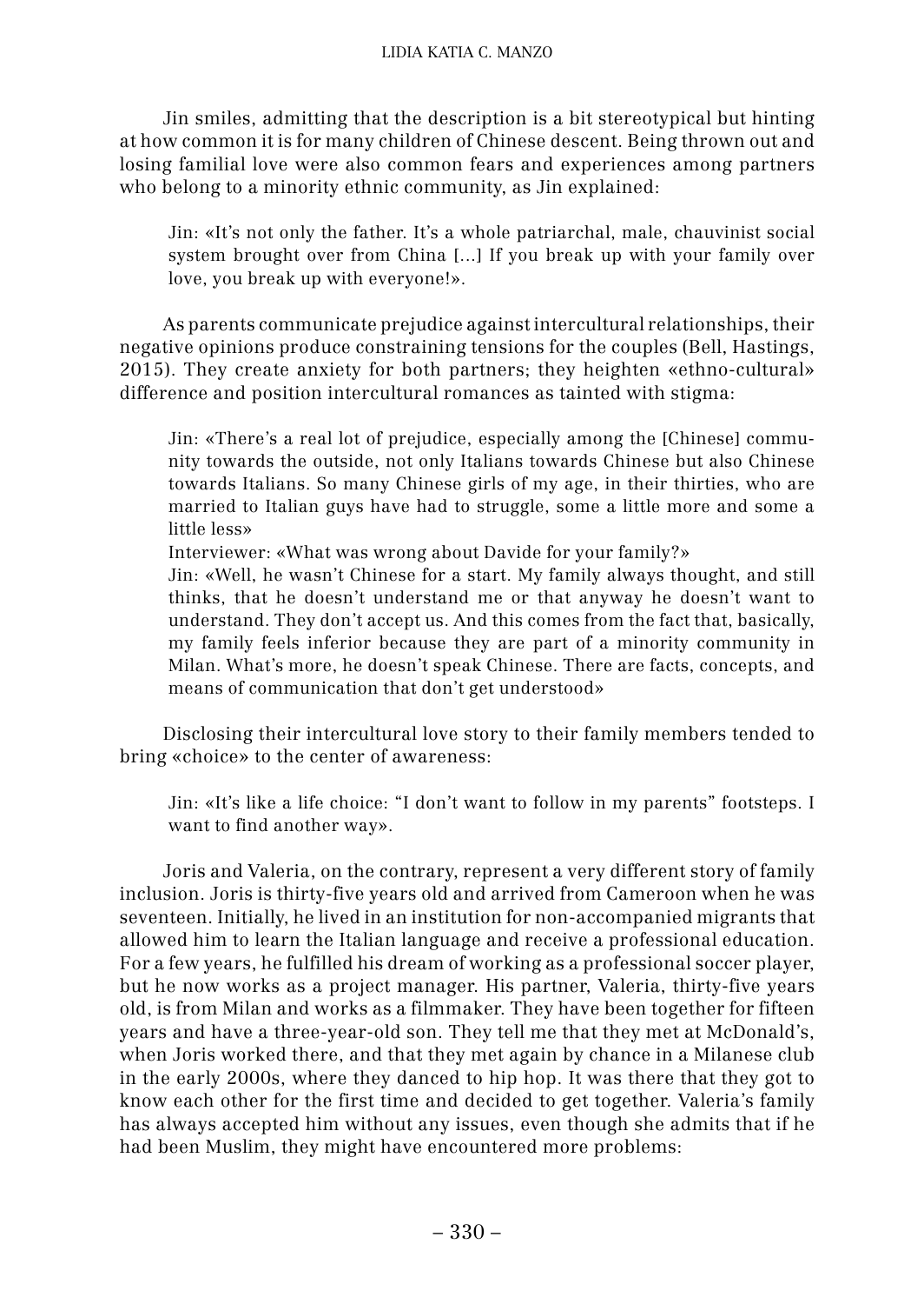Jin smiles, admitting that the description is a bit stereotypical but hinting at how common it is for many children of Chinese descent. Being thrown out and losing familial love were also common fears and experiences among partners who belong to a minority ethnic community, as Jin explained:

> Jin: «It's not only the father. It's a whole patriarchal, male, chauvinist social system brought over from China [...] If you break up with your family over love, you break up with everyone!».

As parents communicate prejudice against intercultural relationships, their negative opinions produce constraining tensions for the couples (Bell, Hastings, 2015). They create anxiety for both partners; they heighten «ethno-cultural» difference and position intercultural romances as tainted with stigma:

> Jin: «There's a real lot of prejudice, especially among the [Chinese] community towards the outside, not only Italians towards Chinese but also Chinese towards Italians. So many Chinese girls of my age, in their thirties, who are married to Italian guys have had to struggle, some a little more and some a little less»
>
> Interviewer: «What was wrong about Davide for your family?»
>
> Jin: «Well, he wasn't Chinese for a start. My family always thought, and still thinks, that he doesn't understand me or that anyway he doesn't want to understand. They don't accept us. And this comes from the fact that, basically, my family feels inferior because they are part of a minority community in Milan. What's more, he doesn't speak Chinese. There are facts, concepts, and means of communication that don't get understood»

Disclosing their intercultural love story to their family members tended to bring «choice» to the center of awareness:

> Jin: «It's like a life choice: "I don't want to follow in my parents" footsteps. I want to find another way».

Joris and Valeria, on the contrary, represent a very different story of family inclusion. Joris is thirty-five years old and arrived from Cameroon when he was seventeen. Initially, he lived in an institution for non-accompanied migrants that allowed him to learn the Italian language and receive a professional education. For a few years, he fulfilled his dream of working as a professional soccer player, but he now works as a project manager. His partner, Valeria, thirty-five years old, is from Milan and works as a filmmaker. They have been together for fifteen years and have a three-year-old son. They tell me that they met at McDonald's, when Joris worked there, and that they met again by chance in a Milanese club in the early 2000s, where they danced to hip hop. It was there that they got to know each other for the first time and decided to get together. Valeria's family has always accepted him without any issues, even though she admits that if he had been Muslim, they might have encountered more problems: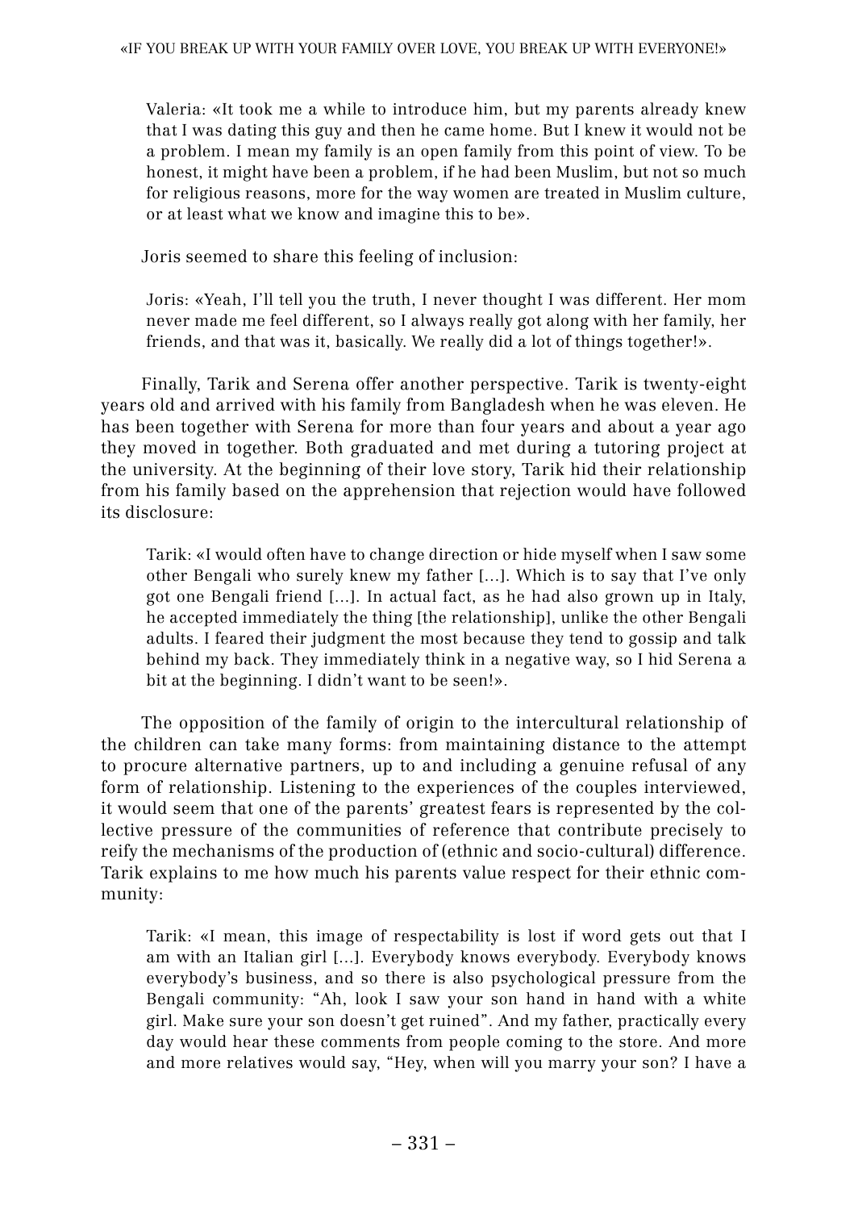> Valeria: «It took me a while to introduce him, but my parents already knew that I was dating this guy and then he came home. But I knew it would not be a problem. I mean my family is an open family from this point of view. To be honest, it might have been a problem, if he had been Muslim, but not so much for religious reasons, more for the way women are treated in Muslim culture, or at least what we know and imagine this to be».

Joris seemed to share this feeling of inclusion:

> Joris: «Yeah, I'll tell you the truth, I never thought I was different. Her mom never made me feel different, so I always really got along with her family, her friends, and that was it, basically. We really did a lot of things together!».

Finally, Tarik and Serena offer another perspective. Tarik is twenty-eight years old and arrived with his family from Bangladesh when he was eleven. He has been together with Serena for more than four years and about a year ago they moved in together. Both graduated and met during a tutoring project at the university. At the beginning of their love story, Tarik hid their relationship from his family based on the apprehension that rejection would have followed its disclosure:

> Tarik: «I would often have to change direction or hide myself when I saw some other Bengali who surely knew my father [...]. Which is to say that I've only got one Bengali friend [...]. In actual fact, as he had also grown up in Italy, he accepted immediately the thing [the relationship], unlike the other Bengali adults. I feared their judgment the most because they tend to gossip and talk behind my back. They immediately think in a negative way, so I hid Serena a bit at the beginning. I didn't want to be seen!».

The opposition of the family of origin to the intercultural relationship of the children can take many forms: from maintaining distance to the attempt to procure alternative partners, up to and including a genuine refusal of any form of relationship. Listening to the experiences of the couples interviewed, it would seem that one of the parents' greatest fears is represented by the collective pressure of the communities of reference that contribute precisely to reify the mechanisms of the production of (ethnic and socio-cultural) difference. Tarik explains to me how much his parents value respect for their ethnic community:

> Tarik: «I mean, this image of respectability is lost if word gets out that I am with an Italian girl [...]. Everybody knows everybody. Everybody knows everybody's business, and so there is also psychological pressure from the Bengali community: "Ah, look I saw your son hand in hand with a white girl. Make sure your son doesn't get ruined". And my father, practically every day would hear these comments from people coming to the store. And more and more relatives would say, "Hey, when will you marry your son? I have a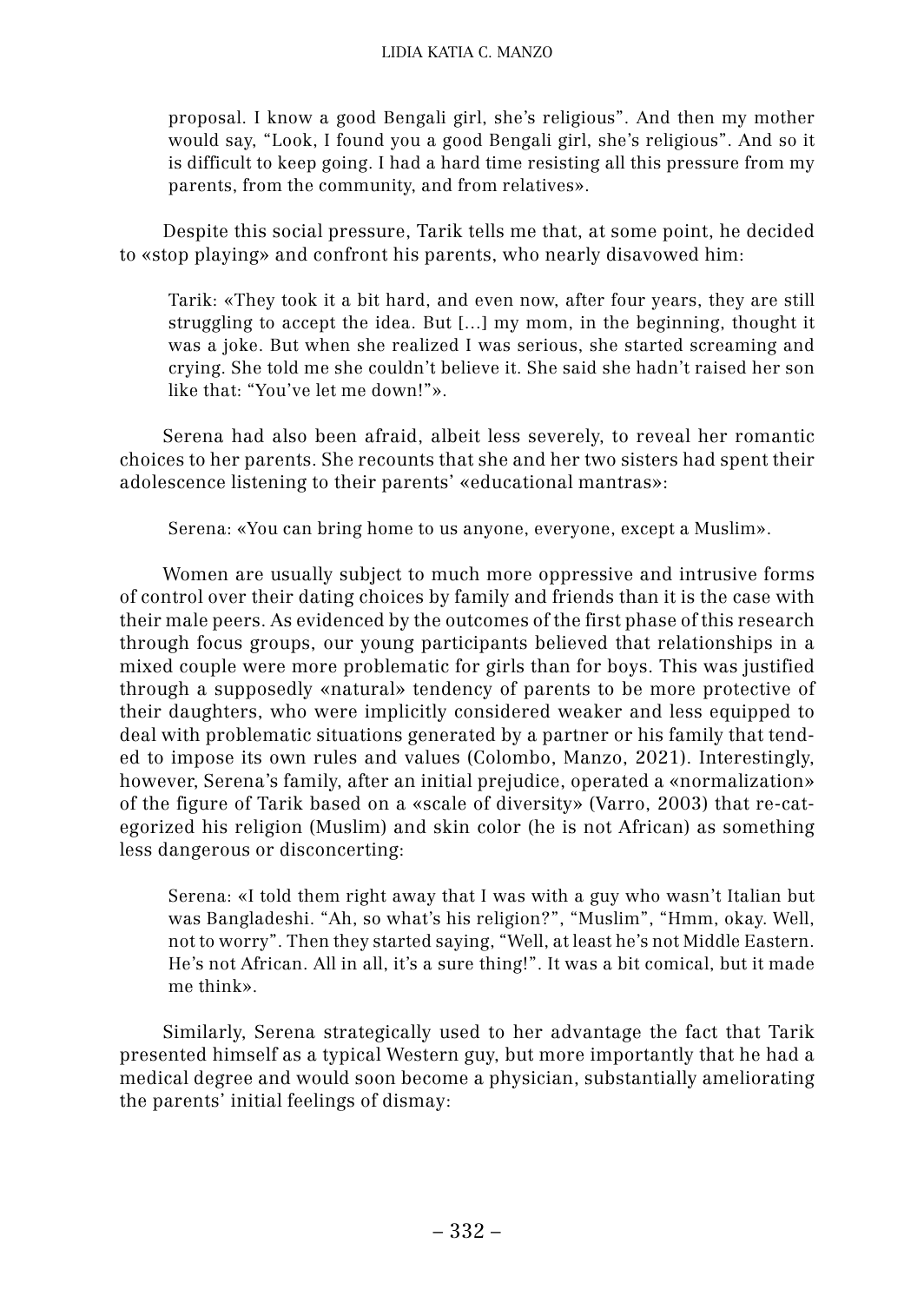> proposal. I know a good Bengali girl, she's religious". And then my mother would say, "Look, I found you a good Bengali girl, she's religious". And so it is difficult to keep going. I had a hard time resisting all this pressure from my parents, from the community, and from relatives».

Despite this social pressure, Tarik tells me that, at some point, he decided to «stop playing» and confront his parents, who nearly disavowed him:

> Tarik: «They took it a bit hard, and even now, after four years, they are still struggling to accept the idea. But [...] my mom, in the beginning, thought it was a joke. But when she realized I was serious, she started screaming and crying. She told me she couldn't believe it. She said she hadn't raised her son like that: "You've let me down!"».

Serena had also been afraid, albeit less severely, to reveal her romantic choices to her parents. She recounts that she and her two sisters had spent their adolescence listening to their parents' «educational mantras»:

> Serena: «You can bring home to us anyone, everyone, except a Muslim».

Women are usually subject to much more oppressive and intrusive forms of control over their dating choices by family and friends than it is the case with their male peers. As evidenced by the outcomes of the first phase of this research through focus groups, our young participants believed that relationships in a mixed couple were more problematic for girls than for boys. This was justified through a supposedly «natural» tendency of parents to be more protective of their daughters, who were implicitly considered weaker and less equipped to deal with problematic situations generated by a partner or his family that tended to impose its own rules and values (Colombo, Manzo, 2021). Interestingly, however, Serena's family, after an initial prejudice, operated a «normalization» of the figure of Tarik based on a «scale of diversity» (Varro, 2003) that re-categorized his religion (Muslim) and skin color (he is not African) as something less dangerous or disconcerting:

> Serena: «I told them right away that I was with a guy who wasn't Italian but was Bangladeshi. "Ah, so what's his religion?", "Muslim", "Hmm, okay. Well, not to worry". Then they started saying, "Well, at least he's not Middle Eastern. He's not African. All in all, it's a sure thing!". It was a bit comical, but it made me think».

Similarly, Serena strategically used to her advantage the fact that Tarik presented himself as a typical Western guy, but more importantly that he had a medical degree and would soon become a physician, substantially ameliorating the parents' initial feelings of dismay: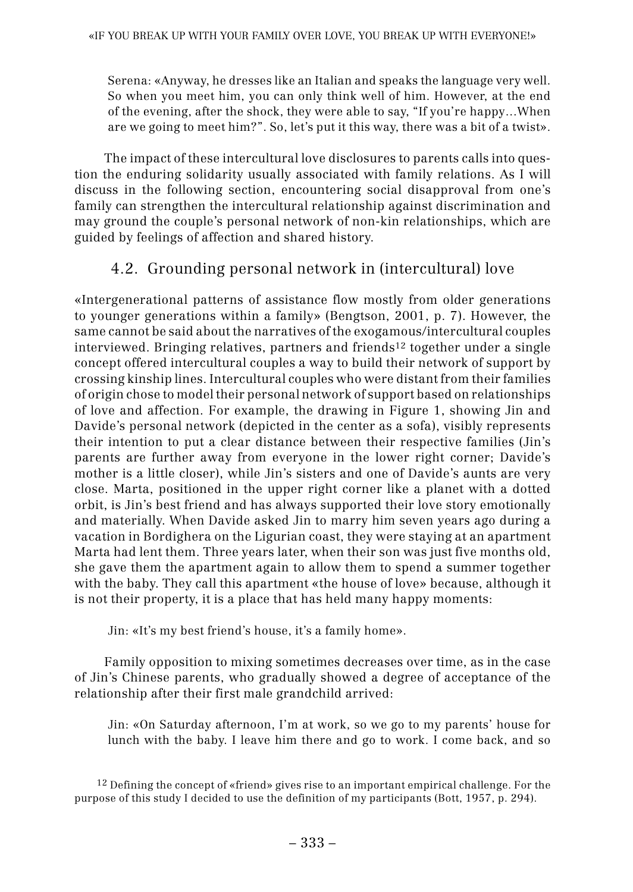Serena: «Anyway, he dresses like an Italian and speaks the language very well. So when you meet him, you can only think well of him. However, at the end of the evening, after the shock, they were able to say, "If you're happy…When are we going to meet him?". So, let's put it this way, there was a bit of a twist».

The impact of these intercultural love disclosures to parents calls into question the enduring solidarity usually associated with family relations. As I will discuss in the following section, encountering social disapproval from one's family can strengthen the intercultural relationship against discrimination and may ground the couple's personal network of non-kin relationships, which are guided by feelings of affection and shared history.

## 4.2. Grounding personal network in (intercultural) love

«Intergenerational patterns of assistance flow mostly from older generations to younger generations within a family» (Bengtson, 2001, p. 7). However, the same cannot be said about the narratives of the exogamous/intercultural couples interviewed. Bringing relatives, partners and friends[12] together under a single concept offered intercultural couples a way to build their network of support by crossing kinship lines. Intercultural couples who were distant from their families of origin chose to model their personal network of support based on relationships of love and affection. For example, the drawing in Figure 1, showing Jin and Davide's personal network (depicted in the center as a sofa), visibly represents their intention to put a clear distance between their respective families (Jin's parents are further away from everyone in the lower right corner; Davide's mother is a little closer), while Jin's sisters and one of Davide's aunts are very close. Marta, positioned in the upper right corner like a planet with a dotted orbit, is Jin's best friend and has always supported their love story emotionally and materially. When Davide asked Jin to marry him seven years ago during a vacation in Bordighera on the Ligurian coast, they were staying at an apartment Marta had lent them. Three years later, when their son was just five months old, she gave them the apartment again to allow them to spend a summer together with the baby. They call this apartment «the house of love» because, although it is not their property, it is a place that has held many happy moments:

Jin: «It's my best friend's house, it's a family home».

Family opposition to mixing sometimes decreases over time, as in the case of Jin's Chinese parents, who gradually showed a degree of acceptance of the relationship after their first male grandchild arrived:

Jin: «On Saturday afternoon, I'm at work, so we go to my parents' house for lunch with the baby. I leave him there and go to work. I come back, and so

[12] Defining the concept of «friend» gives rise to an important empirical challenge. For the purpose of this study I decided to use the definition of my participants (Bott, 1957, p. 294).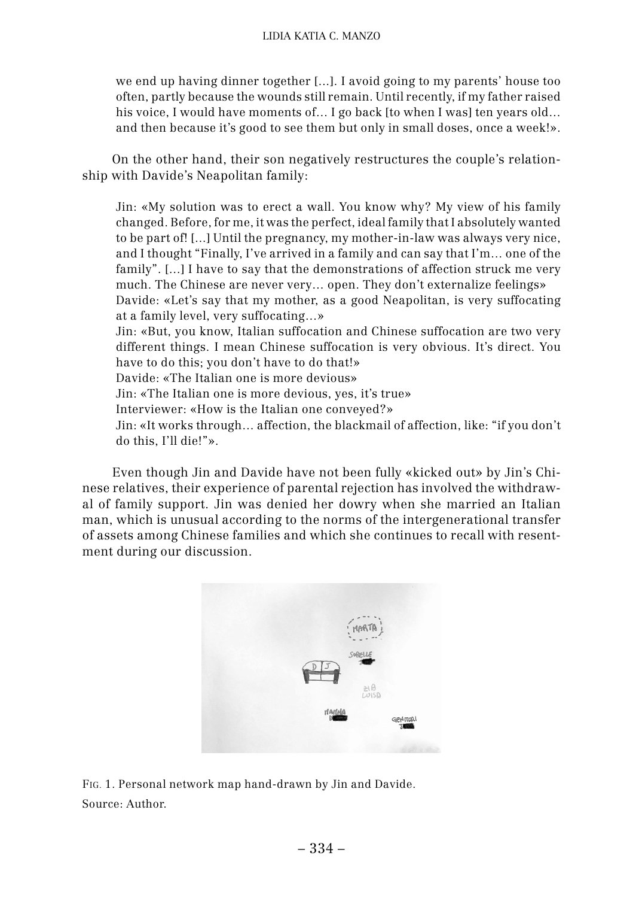we end up having dinner together […]. I avoid going to my parents' house too often, partly because the wounds still remain. Until recently, if my father raised his voice, I would have moments of… I go back [to when I was] ten years old… and then because it's good to see them but only in small doses, once a week!».

On the other hand, their son negatively restructures the couple's relationship with Davide's Neapolitan family:

> Jin: «My solution was to erect a wall. You know why? My view of his family changed. Before, for me, it was the perfect, ideal family that I absolutely wanted to be part of! […] Until the pregnancy, my mother-in-law was always very nice, and I thought "Finally, I've arrived in a family and can say that I'm… one of the family". […] I have to say that the demonstrations of affection struck me very much. The Chinese are never very… open. They don't externalize feelings»
> Davide: «Let's say that my mother, as a good Neapolitan, is very suffocating at a family level, very suffocating…»
> Jin: «But, you know, Italian suffocation and Chinese suffocation are two very different things. I mean Chinese suffocation is very obvious. It's direct. You have to do this; you don't have to do that!»
> Davide: «The Italian one is more devious»
> Jin: «The Italian one is more devious, yes, it's true»
> Interviewer: «How is the Italian one conveyed?»
> Jin: «It works through… affection, the blackmail of affection, like: "if you don't do this, I'll die!"».

Even though Jin and Davide have not been fully «kicked out» by Jin's Chinese relatives, their experience of parental rejection has involved the withdrawal of family support. Jin was denied her dowry when she married an Italian man, which is unusual according to the norms of the intergenerational transfer of assets among Chinese families and which she continues to recall with resentment during our discussion.

FIG. 1. Personal network map hand-drawn by Jin and Davide.
Source: Author.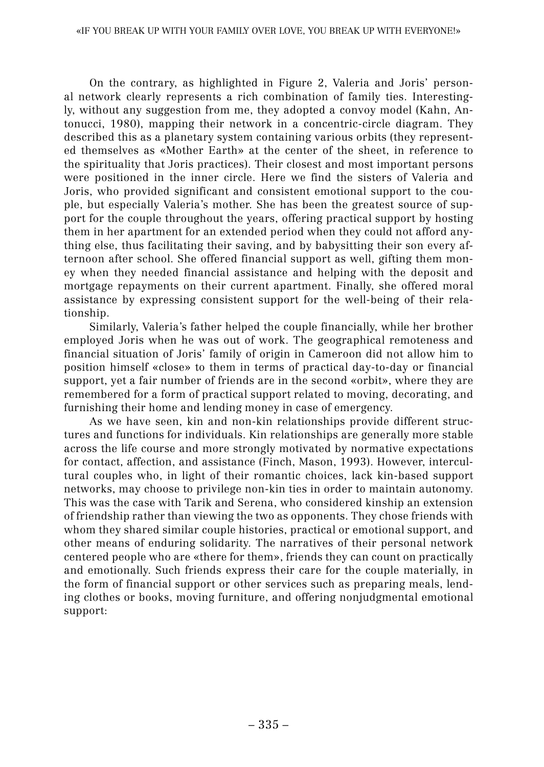On the contrary, as highlighted in Figure 2, Valeria and Joris' personal network clearly represents a rich combination of family ties. Interestingly, without any suggestion from me, they adopted a convoy model (Kahn, Antonucci, 1980), mapping their network in a concentric-circle diagram. They described this as a planetary system containing various orbits (they represented themselves as «Mother Earth» at the center of the sheet, in reference to the spirituality that Joris practices). Their closest and most important persons were positioned in the inner circle. Here we find the sisters of Valeria and Joris, who provided significant and consistent emotional support to the couple, but especially Valeria's mother. She has been the greatest source of support for the couple throughout the years, offering practical support by hosting them in her apartment for an extended period when they could not afford anything else, thus facilitating their saving, and by babysitting their son every afternoon after school. She offered financial support as well, gifting them money when they needed financial assistance and helping with the deposit and mortgage repayments on their current apartment. Finally, she offered moral assistance by expressing consistent support for the well-being of their relationship.

Similarly, Valeria's father helped the couple financially, while her brother employed Joris when he was out of work. The geographical remoteness and financial situation of Joris' family of origin in Cameroon did not allow him to position himself «close» to them in terms of practical day-to-day or financial support, yet a fair number of friends are in the second «orbit», where they are remembered for a form of practical support related to moving, decorating, and furnishing their home and lending money in case of emergency.

As we have seen, kin and non-kin relationships provide different structures and functions for individuals. Kin relationships are generally more stable across the life course and more strongly motivated by normative expectations for contact, affection, and assistance (Finch, Mason, 1993). However, intercultural couples who, in light of their romantic choices, lack kin-based support networks, may choose to privilege non-kin ties in order to maintain autonomy. This was the case with Tarik and Serena, who considered kinship an extension of friendship rather than viewing the two as opponents. They chose friends with whom they shared similar couple histories, practical or emotional support, and other means of enduring solidarity. The narratives of their personal network centered people who are «there for them», friends they can count on practically and emotionally. Such friends express their care for the couple materially, in the form of financial support or other services such as preparing meals, lending clothes or books, moving furniture, and offering nonjudgmental emotional support: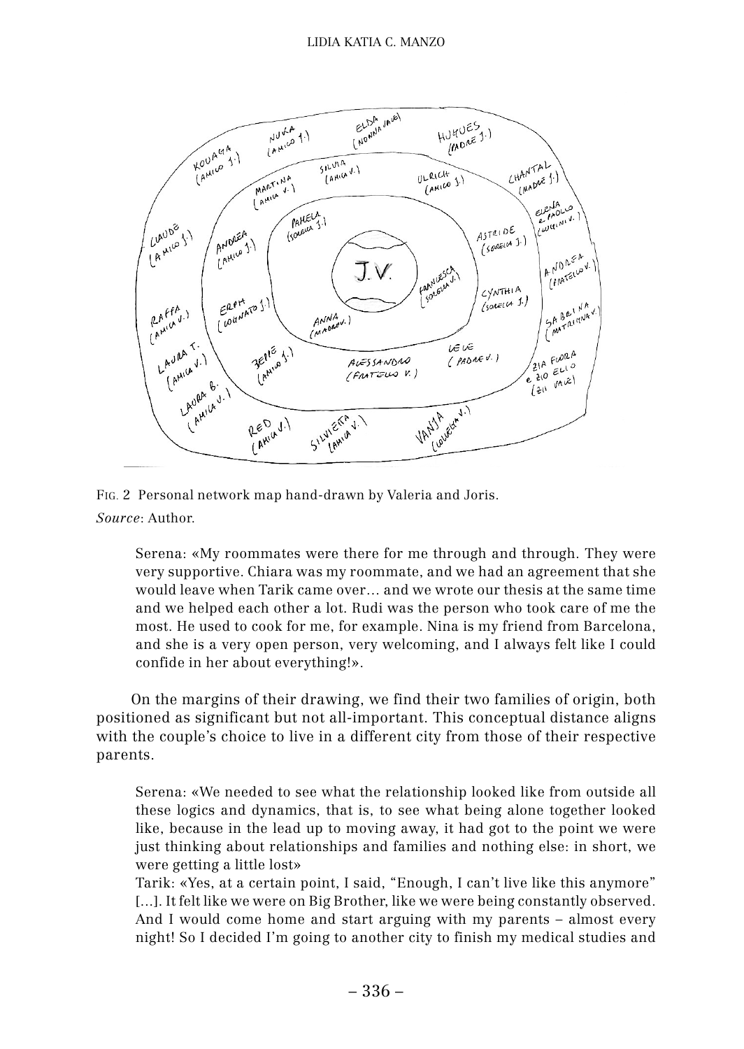FIG. 2 Personal network map hand-drawn by Valeria and Joris.
*Source*: Author.

> Serena: «My roommates were there for me through and through. They were very supportive. Chiara was my roommate, and we had an agreement that she would leave when Tarik came over… and we wrote our thesis at the same time and we helped each other a lot. Rudi was the person who took care of me the most. He used to cook for me, for example. Nina is my friend from Barcelona, and she is a very open person, very welcoming, and I always felt like I could confide in her about everything!».

On the margins of their drawing, we find their two families of origin, both positioned as significant but not all-important. This conceptual distance aligns with the couple's choice to live in a different city from those of their respective parents.

> Serena: «We needed to see what the relationship looked like from outside all these logics and dynamics, that is, to see what being alone together looked like, because in the lead up to moving away, it had got to the point we were just thinking about relationships and families and nothing else: in short, we were getting a little lost»
> Tarik: «Yes, at a certain point, I said, "Enough, I can't live like this anymore" […]. It felt like we were on Big Brother, like we were being constantly observed. And I would come home and start arguing with my parents – almost every night! So I decided I'm going to another city to finish my medical studies and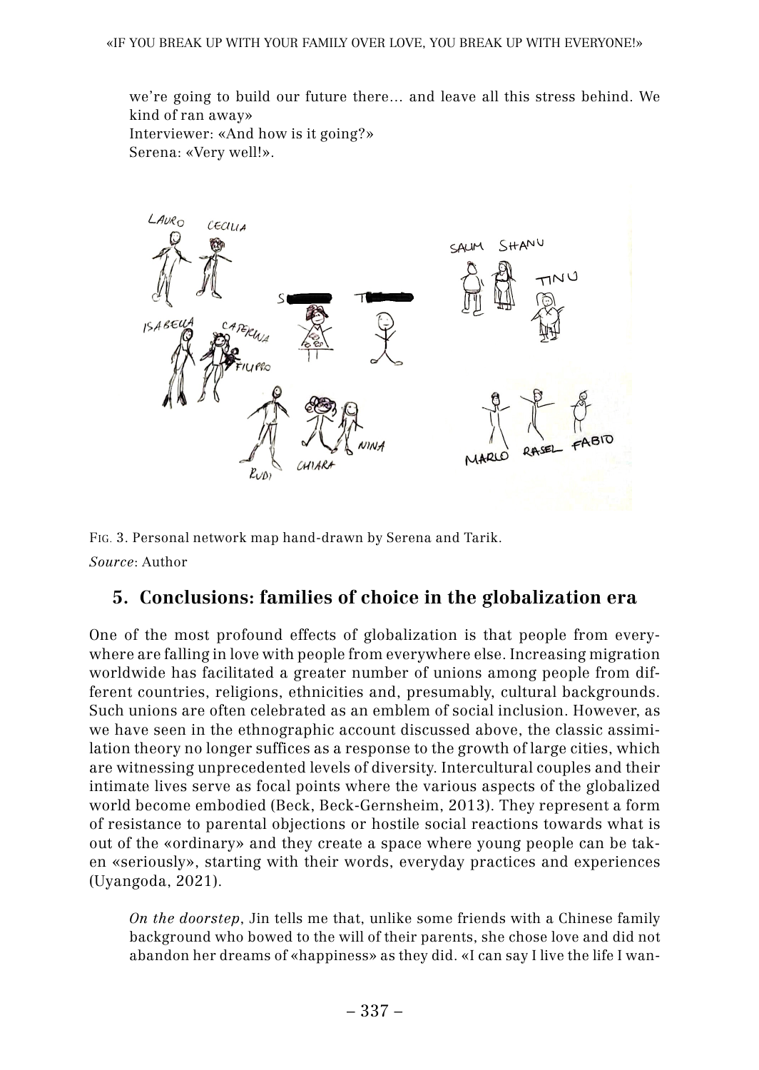we're going to build our future there... and leave all this stress behind. We kind of ran away»
Interviewer: «And how is it going?»
Serena: «Very well!».

FIG. 3. Personal network map hand-drawn by Serena and Tarik.
*Source*: Author

## 5. Conclusions: families of choice in the globalization era

One of the most profound effects of globalization is that people from everywhere are falling in love with people from everywhere else. Increasing migration worldwide has facilitated a greater number of unions among people from different countries, religions, ethnicities and, presumably, cultural backgrounds. Such unions are often celebrated as an emblem of social inclusion. However, as we have seen in the ethnographic account discussed above, the classic assimilation theory no longer suffices as a response to the growth of large cities, which are witnessing unprecedented levels of diversity. Intercultural couples and their intimate lives serve as focal points where the various aspects of the globalized world become embodied (Beck, Beck-Gernsheim, 2013). They represent a form of resistance to parental objections or hostile social reactions towards what is out of the «ordinary» and they create a space where young people can be taken «seriously», starting with their words, everyday practices and experiences (Uyangoda, 2021).

*On the doorstep*, Jin tells me that, unlike some friends with a Chinese family background who bowed to the will of their parents, she chose love and did not abandon her dreams of «happiness» as they did. «I can say I live the life I wan-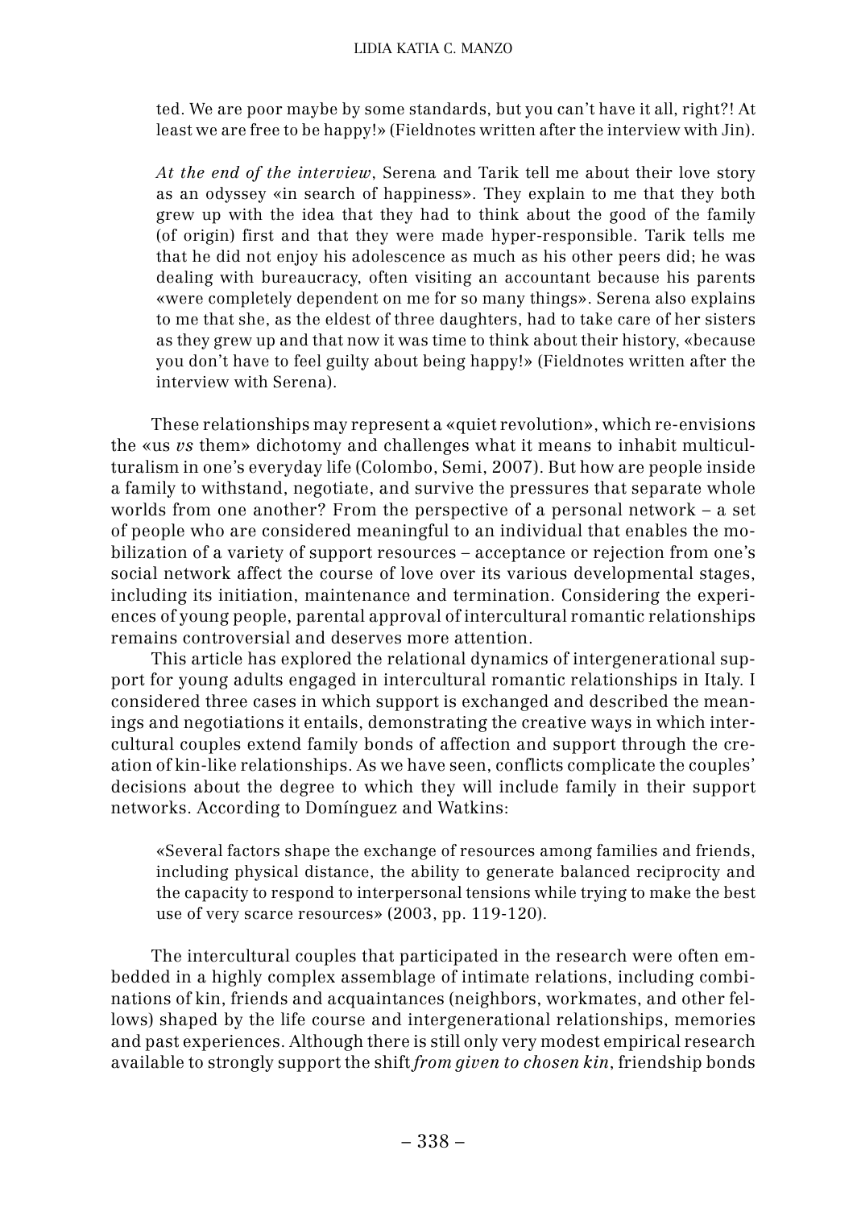ted. We are poor maybe by some standards, but you can't have it all, right?! At least we are free to be happy!» (Fieldnotes written after the interview with Jin).

> *At the end of the interview*, Serena and Tarik tell me about their love story as an odyssey «in search of happiness». They explain to me that they both grew up with the idea that they had to think about the good of the family (of origin) first and that they were made hyper-responsible. Tarik tells me that he did not enjoy his adolescence as much as his other peers did; he was dealing with bureaucracy, often visiting an accountant because his parents «were completely dependent on me for so many things». Serena also explains to me that she, as the eldest of three daughters, had to take care of her sisters as they grew up and that now it was time to think about their history, «because you don't have to feel guilty about being happy!» (Fieldnotes written after the interview with Serena).

These relationships may represent a «quiet revolution», which re-envisions the «us *vs* them» dichotomy and challenges what it means to inhabit multiculturalism in one's everyday life (Colombo, Semi, 2007). But how are people inside a family to withstand, negotiate, and survive the pressures that separate whole worlds from one another? From the perspective of a personal network – a set of people who are considered meaningful to an individual that enables the mobilization of a variety of support resources – acceptance or rejection from one's social network affect the course of love over its various developmental stages, including its initiation, maintenance and termination. Considering the experiences of young people, parental approval of intercultural romantic relationships remains controversial and deserves more attention.

This article has explored the relational dynamics of intergenerational support for young adults engaged in intercultural romantic relationships in Italy. I considered three cases in which support is exchanged and described the meanings and negotiations it entails, demonstrating the creative ways in which intercultural couples extend family bonds of affection and support through the creation of kin-like relationships. As we have seen, conflicts complicate the couples' decisions about the degree to which they will include family in their support networks. According to Domínguez and Watkins:

> «Several factors shape the exchange of resources among families and friends, including physical distance, the ability to generate balanced reciprocity and the capacity to respond to interpersonal tensions while trying to make the best use of very scarce resources» (2003, pp. 119-120).

The intercultural couples that participated in the research were often embedded in a highly complex assemblage of intimate relations, including combinations of kin, friends and acquaintances (neighbors, workmates, and other fellows) shaped by the life course and intergenerational relationships, memories and past experiences. Although there is still only very modest empirical research available to strongly support the shift *from given to chosen kin*, friendship bonds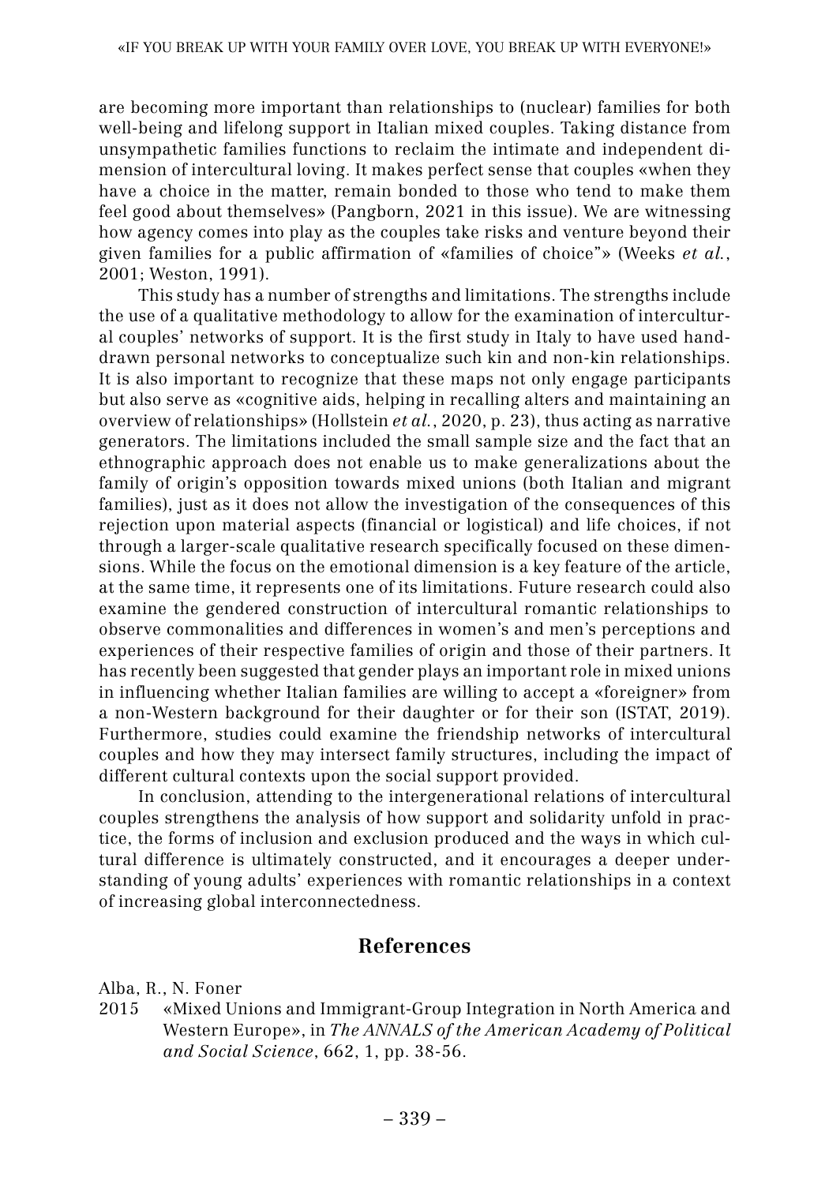are becoming more important than relationships to (nuclear) families for both well-being and lifelong support in Italian mixed couples. Taking distance from unsympathetic families functions to reclaim the intimate and independent dimension of intercultural loving. It makes perfect sense that couples «when they have a choice in the matter, remain bonded to those who tend to make them feel good about themselves» (Pangborn, 2021 in this issue). We are witnessing how agency comes into play as the couples take risks and venture beyond their given families for a public affirmation of «families of choice"» (Weeks *et al.*, 2001; Weston, 1991).

This study has a number of strengths and limitations. The strengths include the use of a qualitative methodology to allow for the examination of intercultural couples' networks of support. It is the first study in Italy to have used hand-drawn personal networks to conceptualize such kin and non-kin relationships. It is also important to recognize that these maps not only engage participants but also serve as «cognitive aids, helping in recalling alters and maintaining an overview of relationships» (Hollstein *et al.*, 2020, p. 23), thus acting as narrative generators. The limitations included the small sample size and the fact that an ethnographic approach does not enable us to make generalizations about the family of origin's opposition towards mixed unions (both Italian and migrant families), just as it does not allow the investigation of the consequences of this rejection upon material aspects (financial or logistical) and life choices, if not through a larger-scale qualitative research specifically focused on these dimensions. While the focus on the emotional dimension is a key feature of the article, at the same time, it represents one of its limitations. Future research could also examine the gendered construction of intercultural romantic relationships to observe commonalities and differences in women's and men's perceptions and experiences of their respective families of origin and those of their partners. It has recently been suggested that gender plays an important role in mixed unions in influencing whether Italian families are willing to accept a «foreigner» from a non-Western background for their daughter or for their son (ISTAT, 2019). Furthermore, studies could examine the friendship networks of intercultural couples and how they may intersect family structures, including the impact of different cultural contexts upon the social support provided.

In conclusion, attending to the intergenerational relations of intercultural couples strengthens the analysis of how support and solidarity unfold in practice, the forms of inclusion and exclusion produced and the ways in which cultural difference is ultimately constructed, and it encourages a deeper understanding of young adults' experiences with romantic relationships in a context of increasing global interconnectedness.

## References

Alba, R., N. Foner
2015 «Mixed Unions and Immigrant-Group Integration in North America and Western Europe», in *The ANNALS of the American Academy of Political and Social Science*, 662, 1, pp. 38-56.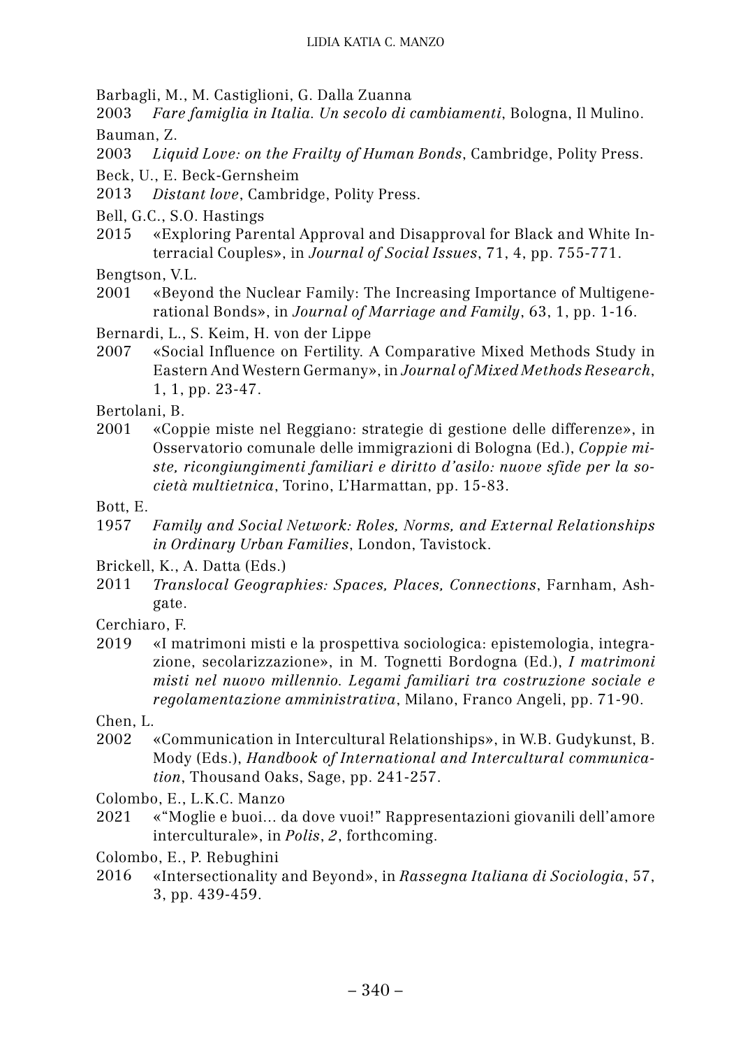Barbagli, M., M. Castiglioni, G. Dalla Zuanna

2003 *Fare famiglia in Italia. Un secolo di cambiamenti*, Bologna, Il Mulino.

Bauman, Z.

2003 *Liquid Love: on the Frailty of Human Bonds*, Cambridge, Polity Press.

Beck, U., E. Beck-Gernsheim

2013 *Distant love*, Cambridge, Polity Press.

Bell, G.C., S.O. Hastings

2015 «Exploring Parental Approval and Disapproval for Black and White Interracial Couples», in *Journal of Social Issues*, 71, 4, pp. 755-771.

Bengtson, V.L.

2001 «Beyond the Nuclear Family: The Increasing Importance of Multigenerational Bonds», in *Journal of Marriage and Family*, 63, 1, pp. 1-16.

Bernardi, L., S. Keim, H. von der Lippe

2007 «Social Influence on Fertility. A Comparative Mixed Methods Study in Eastern And Western Germany», in *Journal of Mixed Methods Research*, 1, 1, pp. 23-47.

Bertolani, B.

2001 «Coppie miste nel Reggiano: strategie di gestione delle differenze», in Osservatorio comunale delle immigrazioni di Bologna (Ed.), *Coppie miste, ricongiungimenti familiari e diritto d'asilo: nuove sfide per la società multietnica*, Torino, L'Harmattan, pp. 15-83.

Bott, E.

1957 *Family and Social Network: Roles, Norms, and External Relationships in Ordinary Urban Families*, London, Tavistock.

Brickell, K., A. Datta (Eds.)

2011 *Translocal Geographies: Spaces, Places, Connections*, Farnham, Ashgate.

Cerchiaro, F.

2019 «I matrimoni misti e la prospettiva sociologica: epistemologia, integrazione, secolarizzazione», in M. Tognetti Bordogna (Ed.), *I matrimoni misti nel nuovo millennio. Legami familiari tra costruzione sociale e regolamentazione amministrativa*, Milano, Franco Angeli, pp. 71-90.

Chen, L.

2002 «Communication in Intercultural Relationships», in W.B. Gudykunst, B. Mody (Eds.), *Handbook of International and Intercultural communication*, Thousand Oaks, Sage, pp. 241-257.

Colombo, E., L.K.C. Manzo

2021 «"Moglie e buoi… da dove vuoi!" Rappresentazioni giovanili dell'amore interculturale», in *Polis*, *2*, forthcoming.

Colombo, E., P. Rebughini

2016 «Intersectionality and Beyond», in *Rassegna Italiana di Sociologia*, 57, 3, pp. 439-459.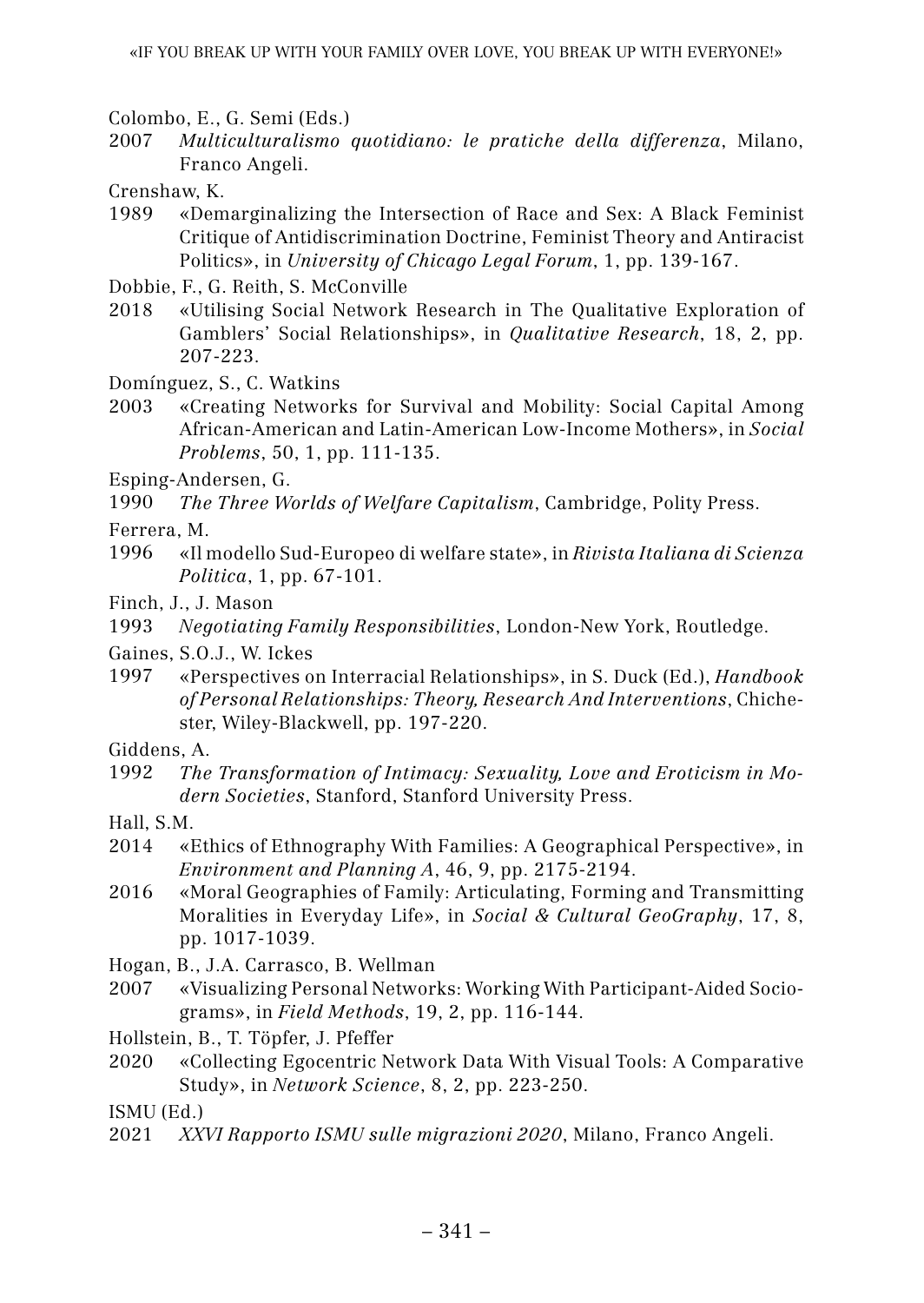Colombo, E., G. Semi (Eds.)
2007 *Multiculturalismo quotidiano: le pratiche della differenza*, Milano, Franco Angeli.

Crenshaw, K.
1989 «Demarginalizing the Intersection of Race and Sex: A Black Feminist Critique of Antidiscrimination Doctrine, Feminist Theory and Antiracist Politics», in *University of Chicago Legal Forum*, 1, pp. 139-167.

Dobbie, F., G. Reith, S. McConville
2018 «Utilising Social Network Research in The Qualitative Exploration of Gamblers' Social Relationships», in *Qualitative Research*, 18, 2, pp. 207-223.

Domínguez, S., C. Watkins
2003 «Creating Networks for Survival and Mobility: Social Capital Among African-American and Latin-American Low-Income Mothers», in *Social Problems*, 50, 1, pp. 111-135.

Esping-Andersen, G.
1990 *The Three Worlds of Welfare Capitalism*, Cambridge, Polity Press.

Ferrera, M.
1996 «Il modello Sud-Europeo di welfare state», in *Rivista Italiana di Scienza Politica*, 1, pp. 67-101.

Finch, J., J. Mason
1993 *Negotiating Family Responsibilities*, London-New York, Routledge.

Gaines, S.O.J., W. Ickes
1997 «Perspectives on Interracial Relationships», in S. Duck (Ed.), *Handbook of Personal Relationships: Theory, Research And Interventions*, Chichester, Wiley-Blackwell, pp. 197-220.

Giddens, A.
1992 *The Transformation of Intimacy: Sexuality, Love and Eroticism in Modern Societies*, Stanford, Stanford University Press.

Hall, S.M.
2014 «Ethics of Ethnography With Families: A Geographical Perspective», in *Environment and Planning A*, 46, 9, pp. 2175-2194.
2016 «Moral Geographies of Family: Articulating, Forming and Transmitting Moralities in Everyday Life», in *Social & Cultural GeoGraphy*, 17, 8, pp. 1017-1039.

Hogan, B., J.A. Carrasco, B. Wellman
2007 «Visualizing Personal Networks: Working With Participant-Aided Sociograms», in *Field Methods*, 19, 2, pp. 116-144.

Hollstein, B., T. Töpfer, J. Pfeffer
2020 «Collecting Egocentric Network Data With Visual Tools: A Comparative Study», in *Network Science*, 8, 2, pp. 223-250.

ISMU (Ed.)
2021 *XXVI Rapporto ISMU sulle migrazioni 2020*, Milano, Franco Angeli.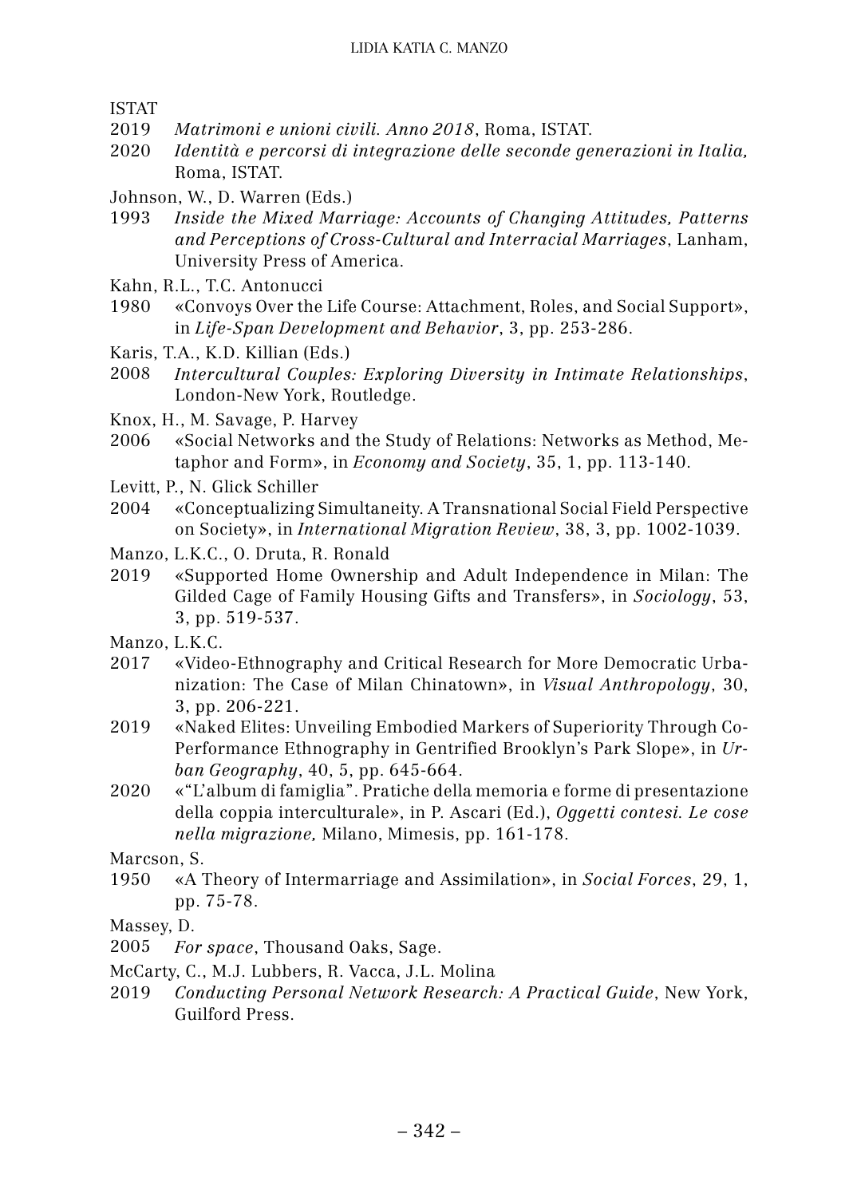ISTAT

2019 *Matrimoni e unioni civili. Anno 2018*, Roma, ISTAT.

2020 *Identità e percorsi di integrazione delle seconde generazioni in Italia,* Roma, ISTAT.

Johnson, W., D. Warren (Eds.)

1993 *Inside the Mixed Marriage: Accounts of Changing Attitudes, Patterns and Perceptions of Cross-Cultural and Interracial Marriages*, Lanham, University Press of America.

Kahn, R.L., T.C. Antonucci

1980 «Convoys Over the Life Course: Attachment, Roles, and Social Support», in *Life-Span Development and Behavior*, 3, pp. 253-286.

Karis, T.A., K.D. Killian (Eds.)

2008 *Intercultural Couples: Exploring Diversity in Intimate Relationships*, London-New York, Routledge.

Knox, H., M. Savage, P. Harvey

2006 «Social Networks and the Study of Relations: Networks as Method, Metaphor and Form», in *Economy and Society*, 35, 1, pp. 113-140.

Levitt, P., N. Glick Schiller

2004 «Conceptualizing Simultaneity. A Transnational Social Field Perspective on Society», in *International Migration Review*, 38, 3, pp. 1002-1039.

Manzo, L.K.C., O. Druta, R. Ronald

2019 «Supported Home Ownership and Adult Independence in Milan: The Gilded Cage of Family Housing Gifts and Transfers», in *Sociology*, 53, 3, pp. 519-537.

Manzo, L.K.C.

2017 «Video-Ethnography and Critical Research for More Democratic Urbanization: The Case of Milan Chinatown», in *Visual Anthropology*, 30, 3, pp. 206-221.

2019 «Naked Elites: Unveiling Embodied Markers of Superiority Through Co-Performance Ethnography in Gentrified Brooklyn's Park Slope», in *Urban Geography*, 40, 5, pp. 645-664.

2020 «"L'album di famiglia". Pratiche della memoria e forme di presentazione della coppia interculturale», in P. Ascari (Ed.), *Oggetti contesi. Le cose nella migrazione,* Milano, Mimesis, pp. 161-178.

Marcson, S.

1950 «A Theory of Intermarriage and Assimilation», in *Social Forces*, 29, 1, pp. 75-78.

Massey, D.

2005 *For space*, Thousand Oaks, Sage.

McCarty, C., M.J. Lubbers, R. Vacca, J.L. Molina

2019 *Conducting Personal Network Research: A Practical Guide*, New York, Guilford Press.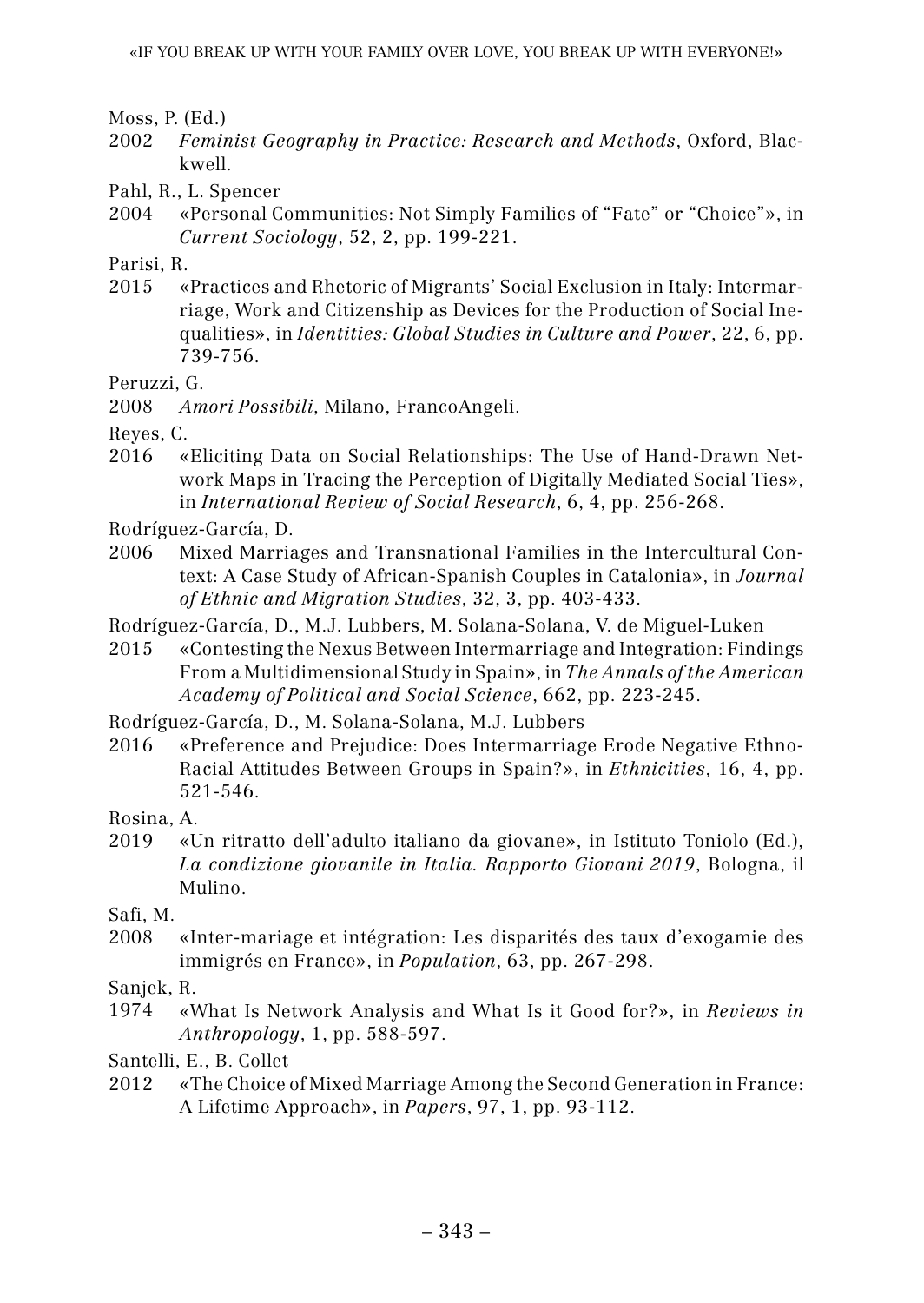Moss, P. (Ed.)

2002 *Feminist Geography in Practice: Research and Methods*, Oxford, Blackwell.

Pahl, R., L. Spencer

2004 «Personal Communities: Not Simply Families of "Fate" or "Choice"», in *Current Sociology*, 52, 2, pp. 199-221.

Parisi, R.

2015 «Practices and Rhetoric of Migrants' Social Exclusion in Italy: Intermarriage, Work and Citizenship as Devices for the Production of Social Inequalities», in *Identities: Global Studies in Culture and Power*, 22, 6, pp. 739-756.

Peruzzi, G.

2008 *Amori Possibili*, Milano, FrancoAngeli.

Reyes, C.

2016 «Eliciting Data on Social Relationships: The Use of Hand-Drawn Network Maps in Tracing the Perception of Digitally Mediated Social Ties», in *International Review of Social Research*, 6, 4, pp. 256-268.

Rodríguez-García, D.

2006 Mixed Marriages and Transnational Families in the Intercultural Context: A Case Study of African-Spanish Couples in Catalonia», in *Journal of Ethnic and Migration Studies*, 32, 3, pp. 403-433.

Rodríguez-García, D., M.J. Lubbers, M. Solana-Solana, V. de Miguel-Luken

2015 «Contesting the Nexus Between Intermarriage and Integration: Findings From a Multidimensional Study in Spain», in *The Annals of the American Academy of Political and Social Science*, 662, pp. 223-245.

Rodríguez-García, D., M. Solana-Solana, M.J. Lubbers

2016 «Preference and Prejudice: Does Intermarriage Erode Negative Ethno-Racial Attitudes Between Groups in Spain?», in *Ethnicities*, 16, 4, pp. 521-546.

Rosina, A.

2019 «Un ritratto dell'adulto italiano da giovane», in Istituto Toniolo (Ed.), *La condizione giovanile in Italia. Rapporto Giovani 2019*, Bologna, il Mulino.

Safi, M.

2008 «Inter-mariage et intégration: Les disparités des taux d'exogamie des immigrés en France», in *Population*, 63, pp. 267-298.

Sanjek, R.

1974 «What Is Network Analysis and What Is it Good for?», in *Reviews in Anthropology*, 1, pp. 588-597.

Santelli, E., B. Collet

2012 «The Choice of Mixed Marriage Among the Second Generation in France: A Lifetime Approach», in *Papers*, 97, 1, pp. 93-112.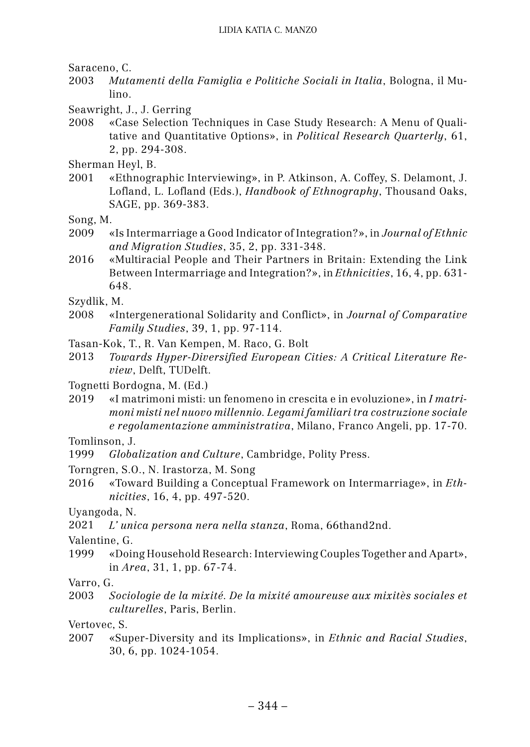Saraceno, C.

2003 *Mutamenti della Famiglia e Politiche Sociali in Italia*, Bologna, il Mulino.

Seawright, J., J. Gerring

2008 «Case Selection Techniques in Case Study Research: A Menu of Qualitative and Quantitative Options», in *Political Research Quarterly*, 61, 2, pp. 294-308.

Sherman Heyl, B.

2001 «Ethnographic Interviewing», in P. Atkinson, A. Coffey, S. Delamont, J. Lofland, L. Lofland (Eds.), *Handbook of Ethnography*, Thousand Oaks, SAGE, pp. 369-383.

Song, M.

2009 «Is Intermarriage a Good Indicator of Integration?», in *Journal of Ethnic and Migration Studies*, 35, 2, pp. 331-348.

2016 «Multiracial People and Their Partners in Britain: Extending the Link Between Intermarriage and Integration?», in *Ethnicities*, 16, 4, pp. 631-648.

Szydlik, M.

2008 «Intergenerational Solidarity and Conflict», in *Journal of Comparative Family Studies*, 39, 1, pp. 97-114.

Tasan-Kok, T., R. Van Kempen, M. Raco, G. Bolt

2013 *Towards Hyper-Diversified European Cities: A Critical Literature Review*, Delft, TUDelft.

Tognetti Bordogna, M. (Ed.)

2019 «I matrimoni misti: un fenomeno in crescita e in evoluzione», in *I matrimoni misti nel nuovo millennio. Legami familiari tra costruzione sociale e regolamentazione amministrativa*, Milano, Franco Angeli, pp. 17-70.

Tomlinson, J.

1999 *Globalization and Culture*, Cambridge, Polity Press.

Torngren, S.O., N. Irastorza, M. Song

2016 «Toward Building a Conceptual Framework on Intermarriage», in *Ethnicities*, 16, 4, pp. 497-520.

Uyangoda, N.

2021 *L' unica persona nera nella stanza*, Roma, 66thand2nd.

Valentine, G.

1999 «Doing Household Research: Interviewing Couples Together and Apart», in *Area*, 31, 1, pp. 67-74.

Varro, G.

2003 *Sociologie de la mixité. De la mixité amoureuse aux mixitès sociales et culturelles*, Paris, Berlin.

Vertovec, S.

2007 «Super-Diversity and its Implications», in *Ethnic and Racial Studies*, 30, 6, pp. 1024-1054.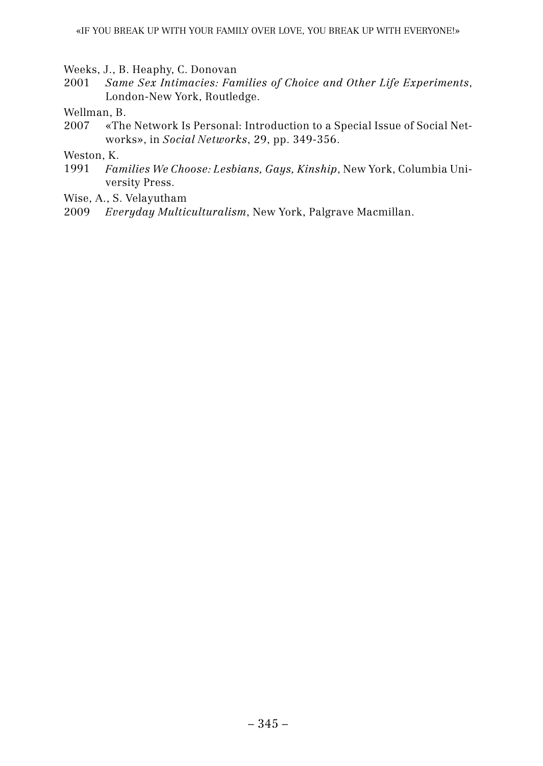Weeks, J., B. Heaphy, C. Donovan

2001 *Same Sex Intimacies: Families of Choice and Other Life Experiments*, London-New York, Routledge.

Wellman, B.

2007 «The Network Is Personal: Introduction to a Special Issue of Social Networks», in *Social Networks*, 29, pp. 349-356.

Weston, K.

1991 *Families We Choose: Lesbians, Gays, Kinship*, New York, Columbia University Press.

Wise, A., S. Velayutham

2009 *Everyday Multiculturalism*, New York, Palgrave Macmillan.